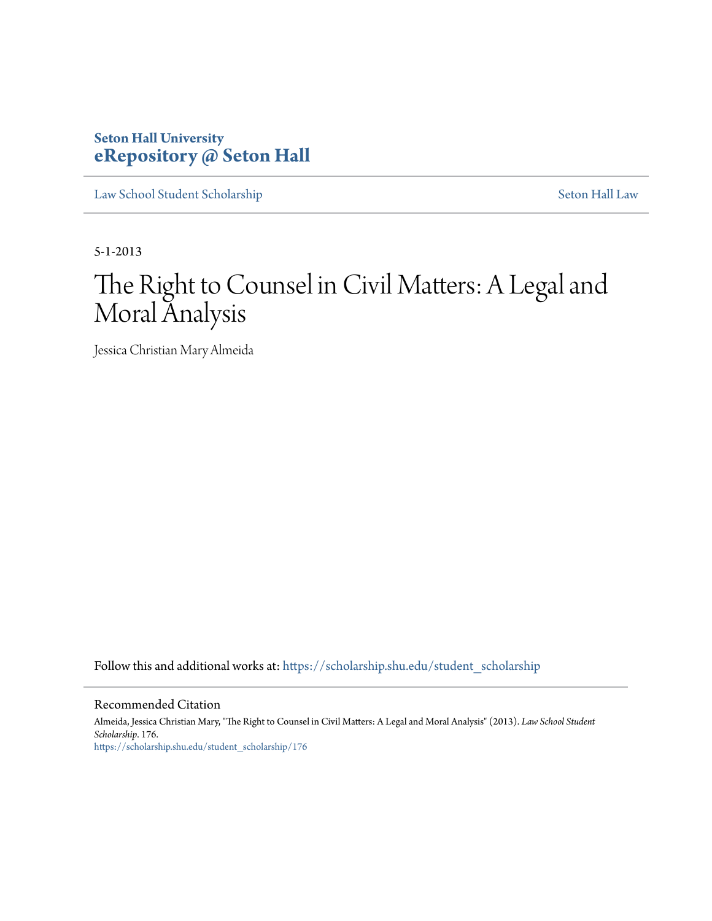Seton Hall University
**eRepository @ Seton Hall**

Law School Student Scholarship | Seton Hall Law

5-1-2013

# The Right to Counsel in Civil Matters: A Legal and Moral Analysis

Jessica Christian Mary Almeida

Follow this and additional works at: https://scholarship.shu.edu/student_scholarship

Recommended Citation

Almeida, Jessica Christian Mary, "The Right to Counsel in Civil Matters: A Legal and Moral Analysis" (2013). *Law School Student Scholarship*. 176.
https://scholarship.shu.edu/student_scholarship/176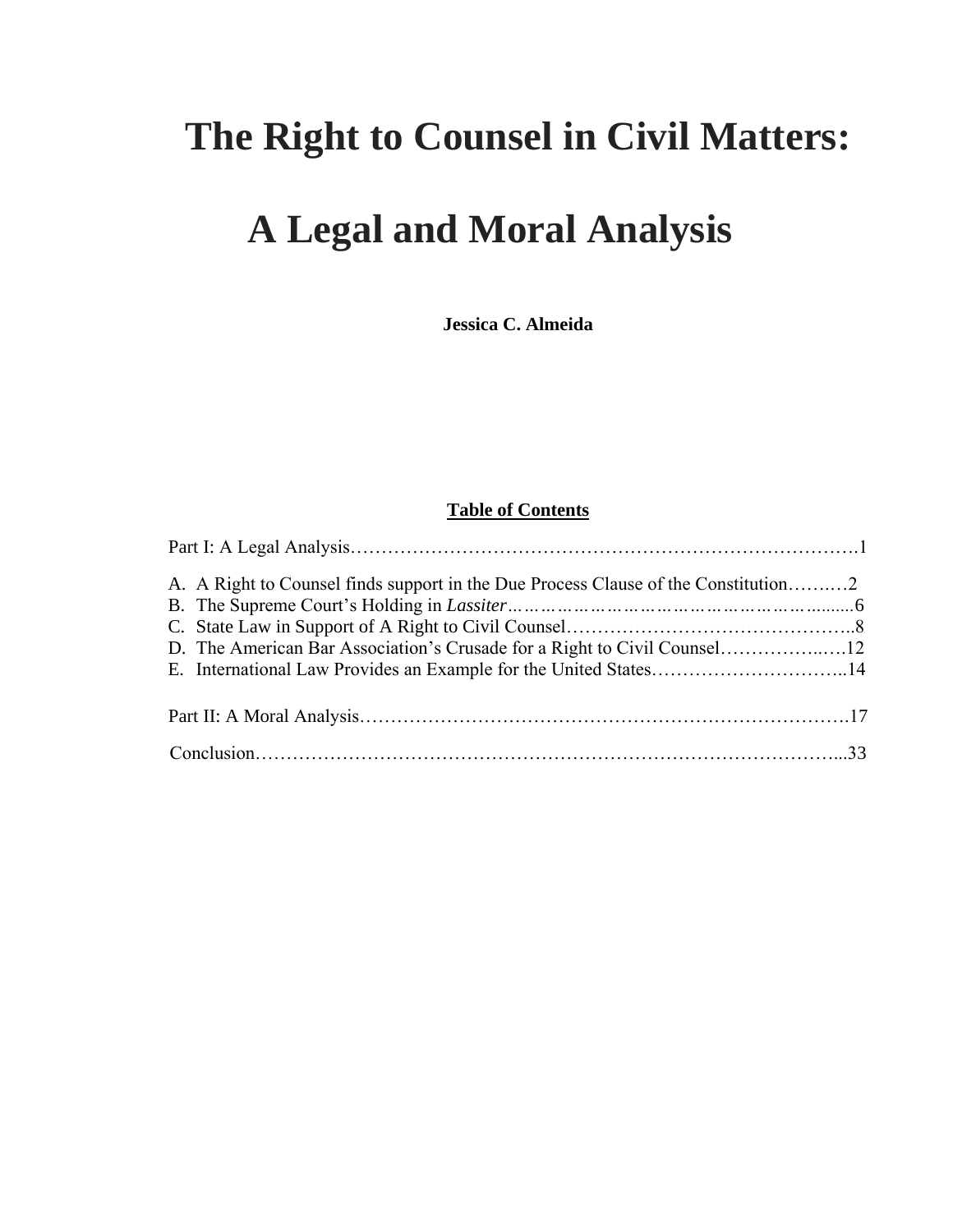# The Right to Counsel in Civil Matters:

# A Legal and Moral Analysis

**Jessica C. Almeida**

**Table of Contents**

Part I: A Legal Analysis……………………………………………………………………….1

A. A Right to Counsel finds support in the Due Process Clause of the Constitution……..…2
B. The Supreme Court's Holding in *Lassiter*………………………………………………........6
C. State Law in Support of A Right to Civil Counsel………………………………………..8
D. The American Bar Association's Crusade for a Right to Civil Counsel……………..….12
E. International Law Provides an Example for the United States…………………………..14

Part II: A Moral Analysis……………………………………………………………………17

Conclusion……………………………………………………………………………………...33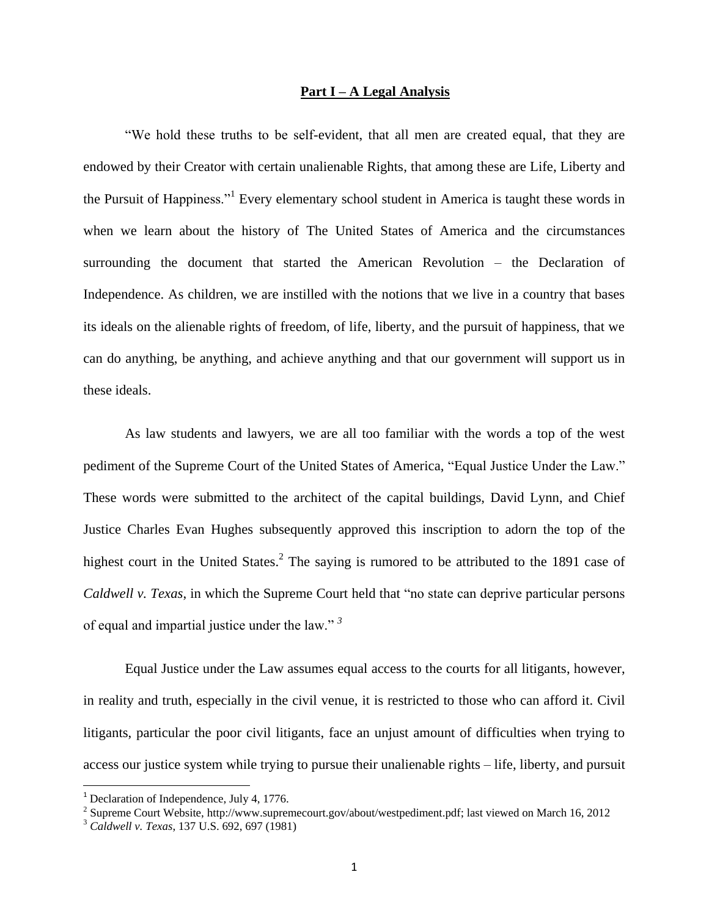## Part I – A Legal Analysis

"We hold these truths to be self-evident, that all men are created equal, that they are endowed by their Creator with certain unalienable Rights, that among these are Life, Liberty and the Pursuit of Happiness."[1] Every elementary school student in America is taught these words in when we learn about the history of The United States of America and the circumstances surrounding the document that started the American Revolution – the Declaration of Independence. As children, we are instilled with the notions that we live in a country that bases its ideals on the alienable rights of freedom, of life, liberty, and the pursuit of happiness, that we can do anything, be anything, and achieve anything and that our government will support us in these ideals.

As law students and lawyers, we are all too familiar with the words a top of the west pediment of the Supreme Court of the United States of America, "Equal Justice Under the Law." These words were submitted to the architect of the capital buildings, David Lynn, and Chief Justice Charles Evan Hughes subsequently approved this inscription to adorn the top of the highest court in the United States.[2] The saying is rumored to be attributed to the 1891 case of *Caldwell v. Texas*, in which the Supreme Court held that "no state can deprive particular persons of equal and impartial justice under the law." [3]

Equal Justice under the Law assumes equal access to the courts for all litigants, however, in reality and truth, especially in the civil venue, it is restricted to those who can afford it. Civil litigants, particular the poor civil litigants, face an unjust amount of difficulties when trying to access our justice system while trying to pursue their unalienable rights – life, liberty, and pursuit

[1] Declaration of Independence, July 4, 1776.

[2] Supreme Court Website, http://www.supremecourt.gov/about/westpediment.pdf; last viewed on March 16, 2012

[3] *Caldwell v. Texas*, 137 U.S. 692, 697 (1981)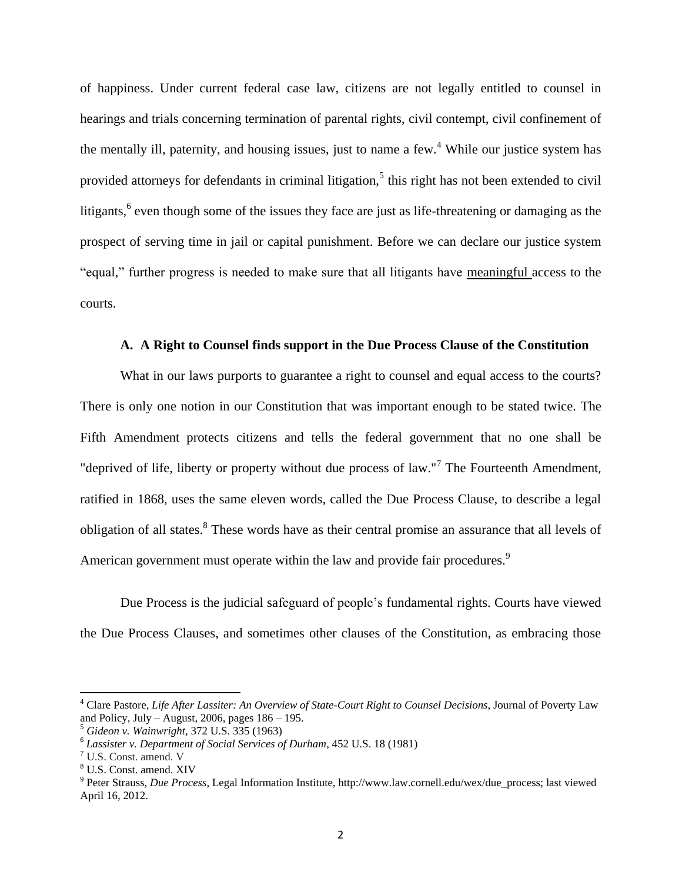of happiness. Under current federal case law, citizens are not legally entitled to counsel in hearings and trials concerning termination of parental rights, civil contempt, civil confinement of the mentally ill, paternity, and housing issues, just to name a few.[4] While our justice system has provided attorneys for defendants in criminal litigation,[5] this right has not been extended to civil litigants,[6] even though some of the issues they face are just as life-threatening or damaging as the prospect of serving time in jail or capital punishment. Before we can declare our justice system "equal," further progress is needed to make sure that all litigants have meaningful access to the courts.

### A. A Right to Counsel finds support in the Due Process Clause of the Constitution

What in our laws purports to guarantee a right to counsel and equal access to the courts? There is only one notion in our Constitution that was important enough to be stated twice. The Fifth Amendment protects citizens and tells the federal government that no one shall be "deprived of life, liberty or property without due process of law."[7] The Fourteenth Amendment, ratified in 1868, uses the same eleven words, called the Due Process Clause, to describe a legal obligation of all states.[8] These words have as their central promise an assurance that all levels of American government must operate within the law and provide fair procedures.[9]

Due Process is the judicial safeguard of people's fundamental rights. Courts have viewed the Due Process Clauses, and sometimes other clauses of the Constitution, as embracing those

---

[4] Clare Pastore, *Life After Lassiter: An Overview of State-Court Right to Counsel Decisions,* Journal of Poverty Law and Policy, July – August, 2006, pages 186 – 195.

[5] *Gideon v. Wainwright*, 372 U.S. 335 (1963)

[6] *Lassister v. Department of Social Services of Durham*, 452 U.S. 18 (1981)

[7] U.S. Const. amend. V

[8] U.S. Const. amend. XIV

[9] Peter Strauss, *Due Process*, Legal Information Institute, http://www.law.cornell.edu/wex/due_process; last viewed April 16, 2012.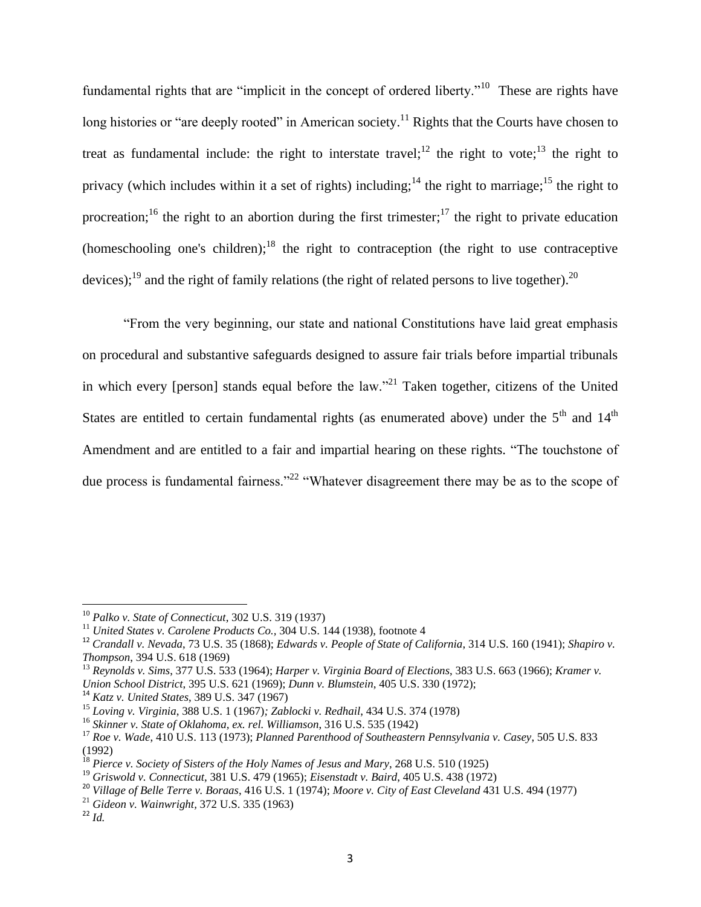fundamental rights that are "implicit in the concept of ordered liberty."[10] These are rights have long histories or "are deeply rooted" in American society.[11] Rights that the Courts have chosen to treat as fundamental include: the right to interstate travel;[12] the right to vote;[13] the right to privacy (which includes within it a set of rights) including;[14] the right to marriage;[15] the right to procreation;[16] the right to an abortion during the first trimester;[17] the right to private education (homeschooling one's children);[18] the right to contraception (the right to use contraceptive devices);[19] and the right of family relations (the right of related persons to live together).[20]

"From the very beginning, our state and national Constitutions have laid great emphasis on procedural and substantive safeguards designed to assure fair trials before impartial tribunals in which every [person] stands equal before the law."[21] Taken together, citizens of the United States are entitled to certain fundamental rights (as enumerated above) under the 5th and 14th Amendment and are entitled to a fair and impartial hearing on these rights. "The touchstone of due process is fundamental fairness."[22] "Whatever disagreement there may be as to the scope of

---

[10] *Palko v. State of Connecticut*, 302 U.S. 319 (1937)

[11] *United States v. Carolene Products Co.,* 304 U.S. 144 (1938), footnote 4

[12] *Crandall v. Nevada*, 73 U.S. 35 (1868); *Edwards v. People of State of California*, 314 U.S. 160 (1941); *Shapiro v. Thompson*, 394 U.S. 618 (1969)

[13] *Reynolds v. Sims*, 377 U.S. 533 (1964); *Harper v. Virginia Board of Elections*, 383 U.S. 663 (1966); *Kramer v. Union School District*, 395 U.S. 621 (1969); *Dunn v. Blumstein*, 405 U.S. 330 (1972);

[14] *Katz v. United States*, 389 U.S. 347 (1967)

[15] *Loving v. Virginia*, 388 U.S. 1 (1967); *Zablocki v. Redhail*, 434 U.S. 374 (1978)

[16] *Skinner v. State of Oklahoma, ex. rel. Williamson*, 316 U.S. 535 (1942)

[17] *Roe v. Wade*, 410 U.S. 113 (1973); *Planned Parenthood of Southeastern Pennsylvania v. Casey*, 505 U.S. 833 (1992)

[18] *Pierce v. Society of Sisters of the Holy Names of Jesus and Mary*, 268 U.S. 510 (1925)

[19] *Griswold v. Connecticut*, 381 U.S. 479 (1965); *Eisenstadt v. Baird*, 405 U.S. 438 (1972)

[20] *Village of Belle Terre v. Boraas*, 416 U.S. 1 (1974); *Moore v. City of East Cleveland* 431 U.S. 494 (1977)

[21] *Gideon v. Wainwright,* 372 U.S. 335 (1963)

[22] *Id.*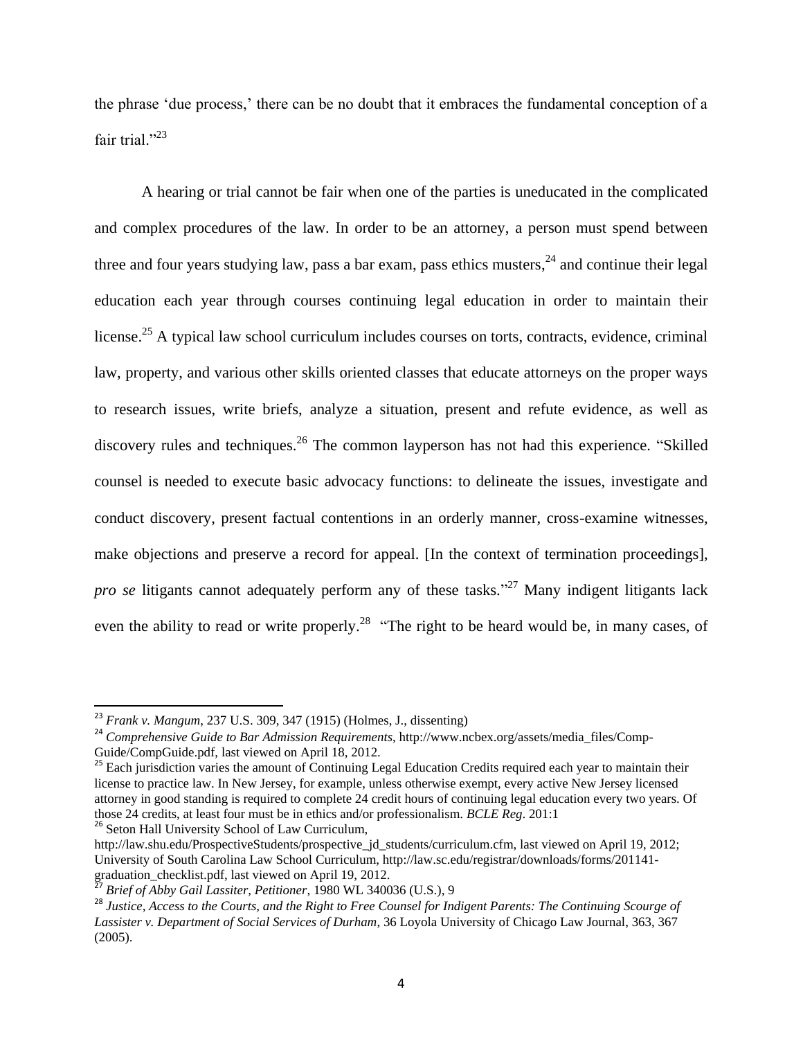the phrase 'due process,' there can be no doubt that it embraces the fundamental conception of a fair trial."[23]

A hearing or trial cannot be fair when one of the parties is uneducated in the complicated and complex procedures of the law. In order to be an attorney, a person must spend between three and four years studying law, pass a bar exam, pass ethics musters,[24] and continue their legal education each year through courses continuing legal education in order to maintain their license.[25] A typical law school curriculum includes courses on torts, contracts, evidence, criminal law, property, and various other skills oriented classes that educate attorneys on the proper ways to research issues, write briefs, analyze a situation, present and refute evidence, as well as discovery rules and techniques.[26] The common layperson has not had this experience. "Skilled counsel is needed to execute basic advocacy functions: to delineate the issues, investigate and conduct discovery, present factual contentions in an orderly manner, cross-examine witnesses, make objections and preserve a record for appeal. [In the context of termination proceedings], *pro se* litigants cannot adequately perform any of these tasks."[27] Many indigent litigants lack even the ability to read or write properly.[28] "The right to be heard would be, in many cases, of

---

[23] *Frank v. Mangum*, 237 U.S. 309, 347 (1915) (Holmes, J., dissenting)

[24] *Comprehensive Guide to Bar Admission Requirements*, http://www.ncbex.org/assets/media_files/Comp-Guide/CompGuide.pdf, last viewed on April 18, 2012.

[25] Each jurisdiction varies the amount of Continuing Legal Education Credits required each year to maintain their license to practice law. In New Jersey, for example, unless otherwise exempt, every active New Jersey licensed attorney in good standing is required to complete 24 credit hours of continuing legal education every two years. Of those 24 credits, at least four must be in ethics and/or professionalism. *BCLE Reg*. 201:1

[26] Seton Hall University School of Law Curriculum, http://law.shu.edu/ProspectiveStudents/prospective_jd_students/curriculum.cfm, last viewed on April 19, 2012; University of South Carolina Law School Curriculum, http://law.sc.edu/registrar/downloads/forms/201141-graduation_checklist.pdf, last viewed on April 19, 2012.

[27] *Brief of Abby Gail Lassiter, Petitioner*, 1980 WL 340036 (U.S.), 9

[28] *Justice, Access to the Courts, and the Right to Free Counsel for Indigent Parents: The Continuing Scourge of Lassiter v. Department of Social Services of Durham*, 36 Loyola University of Chicago Law Journal, 363, 367 (2005).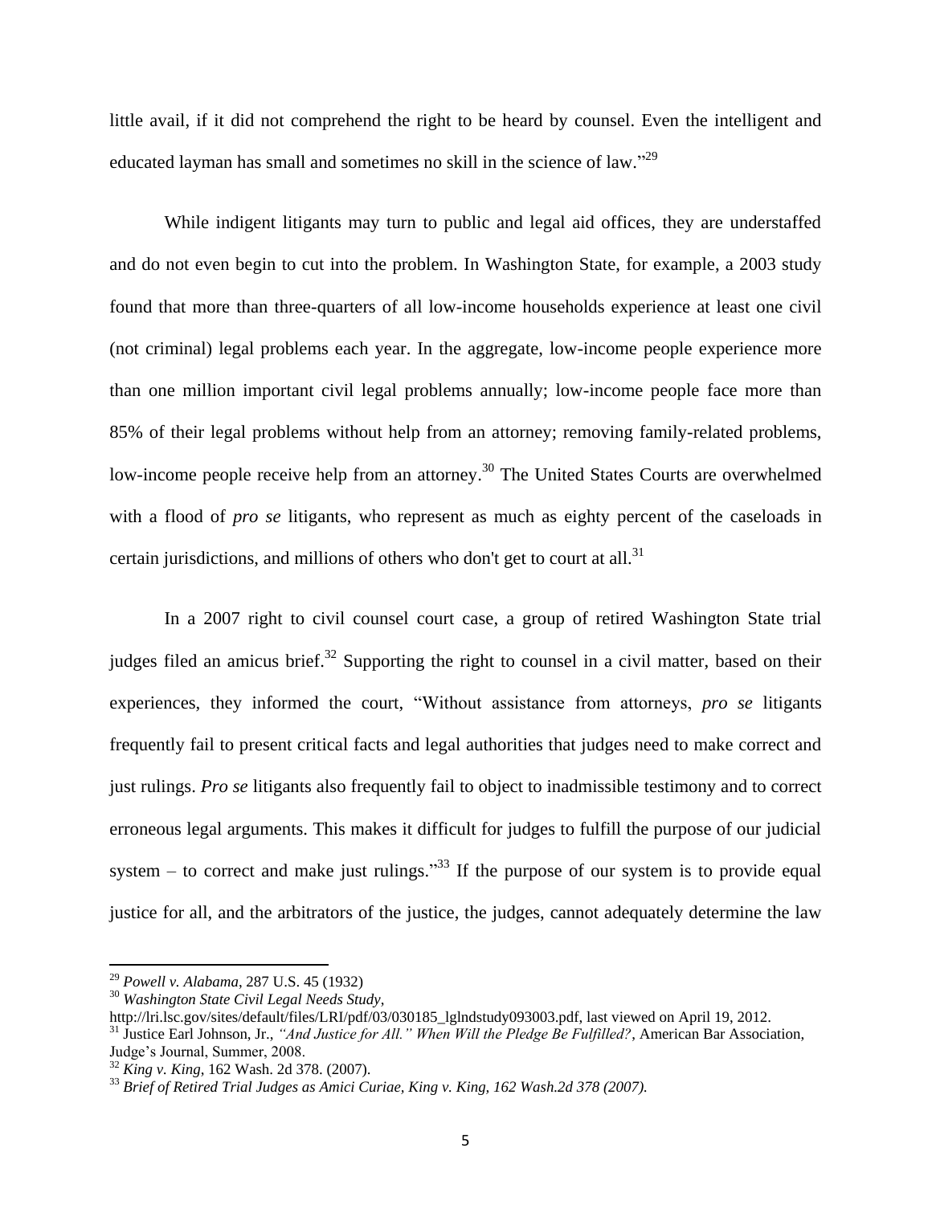little avail, if it did not comprehend the right to be heard by counsel. Even the intelligent and educated layman has small and sometimes no skill in the science of law."[29]

While indigent litigants may turn to public and legal aid offices, they are understaffed and do not even begin to cut into the problem. In Washington State, for example, a 2003 study found that more than three-quarters of all low-income households experience at least one civil (not criminal) legal problems each year. In the aggregate, low-income people experience more than one million important civil legal problems annually; low-income people face more than 85% of their legal problems without help from an attorney; removing family-related problems, low-income people receive help from an attorney.[30] The United States Courts are overwhelmed with a flood of *pro se* litigants, who represent as much as eighty percent of the caseloads in certain jurisdictions, and millions of others who don't get to court at all.[31]

In a 2007 right to civil counsel court case, a group of retired Washington State trial judges filed an amicus brief.[32] Supporting the right to counsel in a civil matter, based on their experiences, they informed the court, "Without assistance from attorneys, *pro se* litigants frequently fail to present critical facts and legal authorities that judges need to make correct and just rulings. *Pro se* litigants also frequently fail to object to inadmissible testimony and to correct erroneous legal arguments. This makes it difficult for judges to fulfill the purpose of our judicial system – to correct and make just rulings."[33] If the purpose of our system is to provide equal justice for all, and the arbitrators of the justice, the judges, cannot adequately determine the law

---

[29] *Powell v. Alabama*, 287 U.S. 45 (1932)

[30] *Washington State Civil Legal Needs Study*, http://lri.lsc.gov/sites/default/files/LRI/pdf/03/030185_lglndstudy093003.pdf, last viewed on April 19, 2012.

[31] Justice Earl Johnson, Jr., *"And Justice for All." When Will the Pledge Be Fulfilled?*, American Bar Association, Judge's Journal, Summer, 2008.

[32] *King v. King*, 162 Wash. 2d 378. (2007).

[33] *Brief of Retired Trial Judges as Amici Curiae, King v. King, 162 Wash.2d 378 (2007).*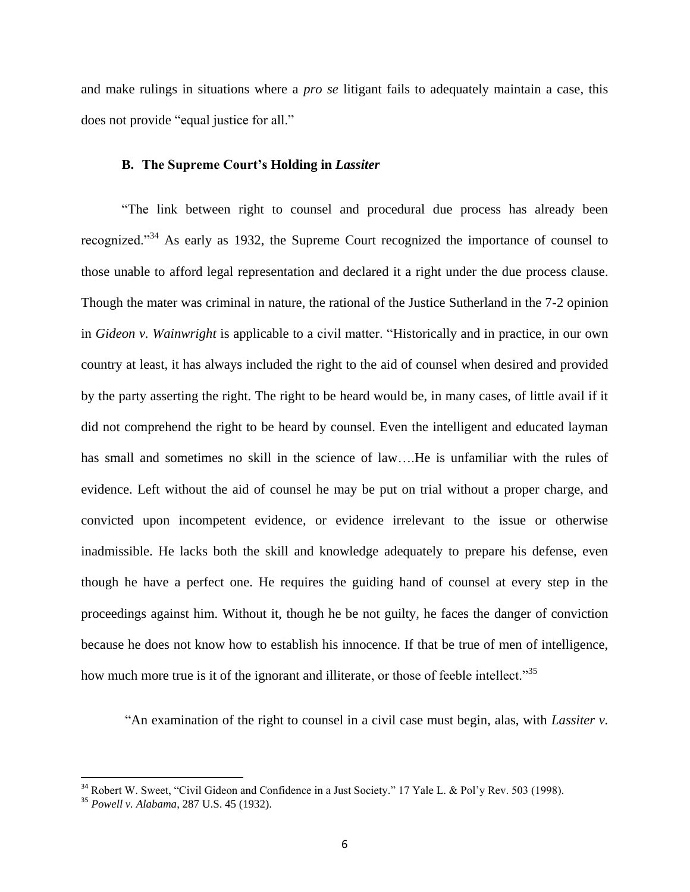and make rulings in situations where a *pro se* litigant fails to adequately maintain a case, this does not provide "equal justice for all."

### B. The Supreme Court's Holding in *Lassiter*

"The link between right to counsel and procedural due process has already been recognized."[34] As early as 1932, the Supreme Court recognized the importance of counsel to those unable to afford legal representation and declared it a right under the due process clause. Though the mater was criminal in nature, the rational of the Justice Sutherland in the 7-2 opinion in *Gideon v. Wainwright* is applicable to a civil matter. "Historically and in practice, in our own country at least, it has always included the right to the aid of counsel when desired and provided by the party asserting the right. The right to be heard would be, in many cases, of little avail if it did not comprehend the right to be heard by counsel. Even the intelligent and educated layman has small and sometimes no skill in the science of law….He is unfamiliar with the rules of evidence. Left without the aid of counsel he may be put on trial without a proper charge, and convicted upon incompetent evidence, or evidence irrelevant to the issue or otherwise inadmissible. He lacks both the skill and knowledge adequately to prepare his defense, even though he have a perfect one. He requires the guiding hand of counsel at every step in the proceedings against him. Without it, though he be not guilty, he faces the danger of conviction because he does not know how to establish his innocence. If that be true of men of intelligence, how much more true is it of the ignorant and illiterate, or those of feeble intellect."[35]

"An examination of the right to counsel in a civil case must begin, alas, with *Lassiter v.*

---

[34] Robert W. Sweet, "Civil Gideon and Confidence in a Just Society." 17 Yale L. & Pol'y Rev. 503 (1998).

[35] *Powell v. Alabama*, 287 U.S. 45 (1932).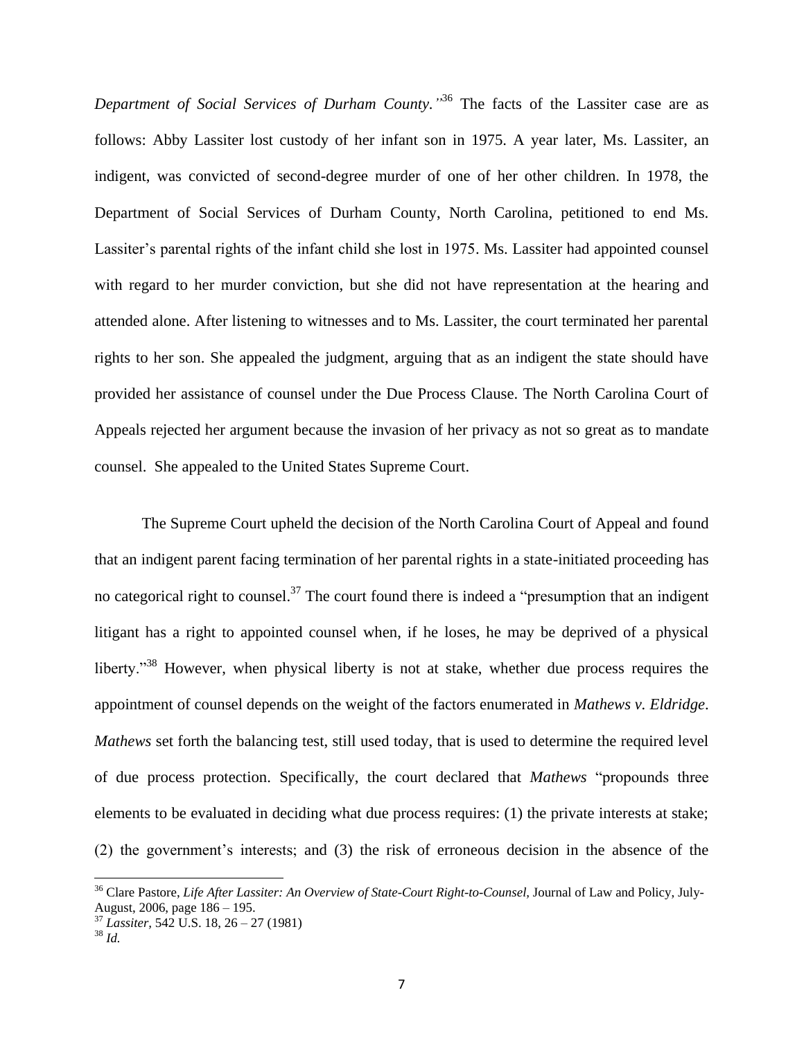*Department of Social Services of Durham County.*"[36] The facts of the Lassiter case are as follows: Abby Lassiter lost custody of her infant son in 1975. A year later, Ms. Lassiter, an indigent, was convicted of second-degree murder of one of her other children. In 1978, the Department of Social Services of Durham County, North Carolina, petitioned to end Ms. Lassiter's parental rights of the infant child she lost in 1975. Ms. Lassiter had appointed counsel with regard to her murder conviction, but she did not have representation at the hearing and attended alone. After listening to witnesses and to Ms. Lassiter, the court terminated her parental rights to her son. She appealed the judgment, arguing that as an indigent the state should have provided her assistance of counsel under the Due Process Clause. The North Carolina Court of Appeals rejected her argument because the invasion of her privacy as not so great as to mandate counsel. She appealed to the United States Supreme Court.

The Supreme Court upheld the decision of the North Carolina Court of Appeal and found that an indigent parent facing termination of her parental rights in a state-initiated proceeding has no categorical right to counsel.[37] The court found there is indeed a "presumption that an indigent litigant has a right to appointed counsel when, if he loses, he may be deprived of a physical liberty."[38] However, when physical liberty is not at stake, whether due process requires the appointment of counsel depends on the weight of the factors enumerated in *Mathews v. Eldridge*. *Mathews* set forth the balancing test, still used today, that is used to determine the required level of due process protection. Specifically, the court declared that *Mathews* "propounds three elements to be evaluated in deciding what due process requires: (1) the private interests at stake; (2) the government's interests; and (3) the risk of erroneous decision in the absence of the

---

[36] Clare Pastore, *Life After Lassiter: An Overview of State-Court Right-to-Counsel,* Journal of Law and Policy, July-August, 2006, page 186 – 195.

[37] *Lassiter,* 542 U.S. 18, 26 – 27 (1981)

[38] *Id.*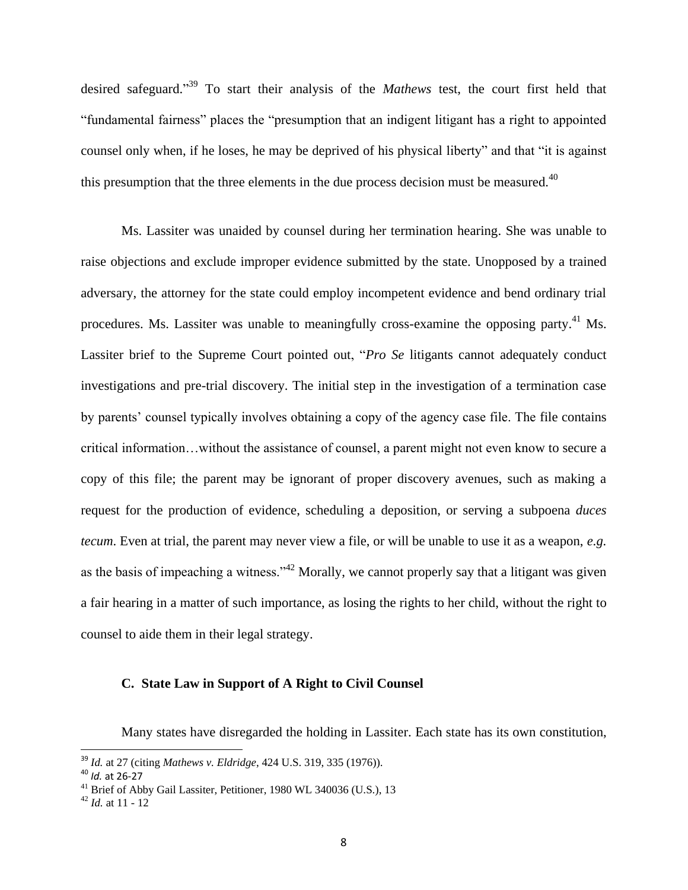desired safeguard."[39] To start their analysis of the *Mathews* test, the court first held that "fundamental fairness" places the "presumption that an indigent litigant has a right to appointed counsel only when, if he loses, he may be deprived of his physical liberty" and that "it is against this presumption that the three elements in the due process decision must be measured.[40]

Ms. Lassiter was unaided by counsel during her termination hearing. She was unable to raise objections and exclude improper evidence submitted by the state. Unopposed by a trained adversary, the attorney for the state could employ incompetent evidence and bend ordinary trial procedures. Ms. Lassiter was unable to meaningfully cross-examine the opposing party.[41] Ms. Lassiter brief to the Supreme Court pointed out, "*Pro Se* litigants cannot adequately conduct investigations and pre-trial discovery. The initial step in the investigation of a termination case by parents' counsel typically involves obtaining a copy of the agency case file. The file contains critical information…without the assistance of counsel, a parent might not even know to secure a copy of this file; the parent may be ignorant of proper discovery avenues, such as making a request for the production of evidence, scheduling a deposition, or serving a subpoena *duces tecum*. Even at trial, the parent may never view a file, or will be unable to use it as a weapon, *e.g.* as the basis of impeaching a witness."[42] Morally, we cannot properly say that a litigant was given a fair hearing in a matter of such importance, as losing the rights to her child, without the right to counsel to aide them in their legal strategy.

### C. State Law in Support of A Right to Civil Counsel

Many states have disregarded the holding in Lassiter. Each state has its own constitution,

---

[39] *Id.* at 27 (citing *Mathews v. Eldridge*, 424 U.S. 319, 335 (1976)).

[40] *Id.* at 26-27

[41] Brief of Abby Gail Lassiter, Petitioner, 1980 WL 340036 (U.S.), 13

[42] *Id.* at 11 - 12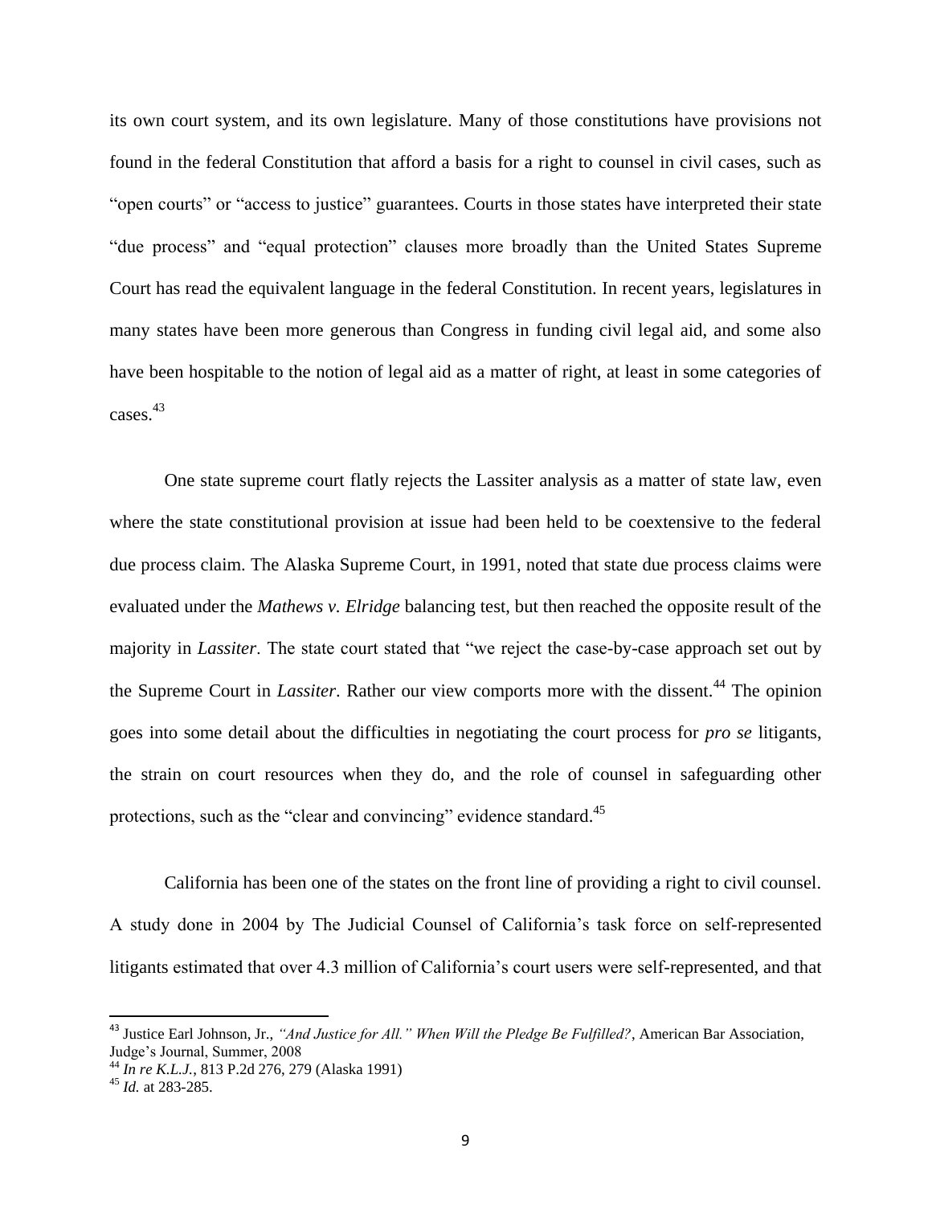its own court system, and its own legislature. Many of those constitutions have provisions not found in the federal Constitution that afford a basis for a right to counsel in civil cases, such as "open courts" or "access to justice" guarantees. Courts in those states have interpreted their state "due process" and "equal protection" clauses more broadly than the United States Supreme Court has read the equivalent language in the federal Constitution. In recent years, legislatures in many states have been more generous than Congress in funding civil legal aid, and some also have been hospitable to the notion of legal aid as a matter of right, at least in some categories of cases.[43]

One state supreme court flatly rejects the Lassiter analysis as a matter of state law, even where the state constitutional provision at issue had been held to be coextensive to the federal due process claim. The Alaska Supreme Court, in 1991, noted that state due process claims were evaluated under the *Mathews v. Elridge* balancing test, but then reached the opposite result of the majority in *Lassiter*. The state court stated that "we reject the case-by-case approach set out by the Supreme Court in *Lassiter*. Rather our view comports more with the dissent.[44] The opinion goes into some detail about the difficulties in negotiating the court process for *pro se* litigants, the strain on court resources when they do, and the role of counsel in safeguarding other protections, such as the "clear and convincing" evidence standard.[45]

California has been one of the states on the front line of providing a right to civil counsel. A study done in 2004 by The Judicial Counsel of California's task force on self-represented litigants estimated that over 4.3 million of California's court users were self-represented, and that

---

[43] Justice Earl Johnson, Jr., *"And Justice for All." When Will the Pledge Be Fulfilled?*, American Bar Association, Judge's Journal, Summer, 2008

[44] *In re K.L.J.*, 813 P.2d 276, 279 (Alaska 1991)

[45] *Id.* at 283-285.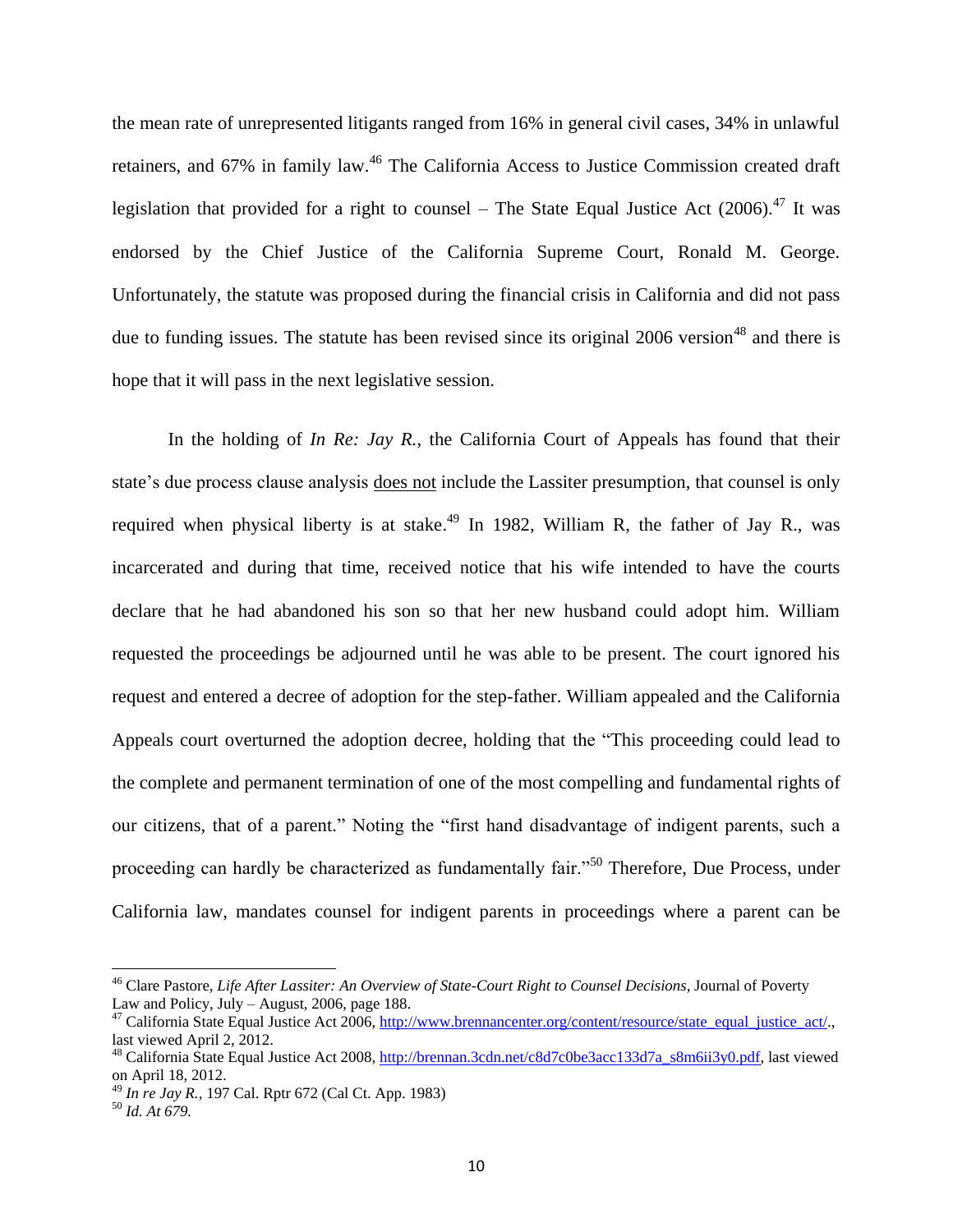the mean rate of unrepresented litigants ranged from 16% in general civil cases, 34% in unlawful retainers, and 67% in family law.[46] The California Access to Justice Commission created draft legislation that provided for a right to counsel – The State Equal Justice Act (2006).[47] It was endorsed by the Chief Justice of the California Supreme Court, Ronald M. George. Unfortunately, the statute was proposed during the financial crisis in California and did not pass due to funding issues. The statute has been revised since its original 2006 version[48] and there is hope that it will pass in the next legislative session.

In the holding of *In Re: Jay R.*, the California Court of Appeals has found that their state's due process clause analysis <u>does not</u> include the Lassiter presumption, that counsel is only required when physical liberty is at stake.[49] In 1982, William R, the father of Jay R., was incarcerated and during that time, received notice that his wife intended to have the courts declare that he had abandoned his son so that her new husband could adopt him. William requested the proceedings be adjourned until he was able to be present. The court ignored his request and entered a decree of adoption for the step-father. William appealed and the California Appeals court overturned the adoption decree, holding that the "This proceeding could lead to the complete and permanent termination of one of the most compelling and fundamental rights of our citizens, that of a parent." Noting the "first hand disadvantage of indigent parents, such a proceeding can hardly be characterized as fundamentally fair."[50] Therefore, Due Process, under California law, mandates counsel for indigent parents in proceedings where a parent can be

---

[46] Clare Pastore, *Life After Lassiter: An Overview of State-Court Right to Counsel Decisions*, Journal of Poverty Law and Policy, July – August, 2006, page 188.

[47] California State Equal Justice Act 2006, http://www.brennancenter.org/content/resource/state_equal_justice_act/., last viewed April 2, 2012.

[48] California State Equal Justice Act 2008, http://brennan.3cdn.net/c8d7c0be3acc133d7a_s8m6ii3y0.pdf, last viewed on April 18, 2012.

[49] *In re Jay R.*, 197 Cal. Rptr 672 (Cal Ct. App. 1983)

[50] *Id. At 679.*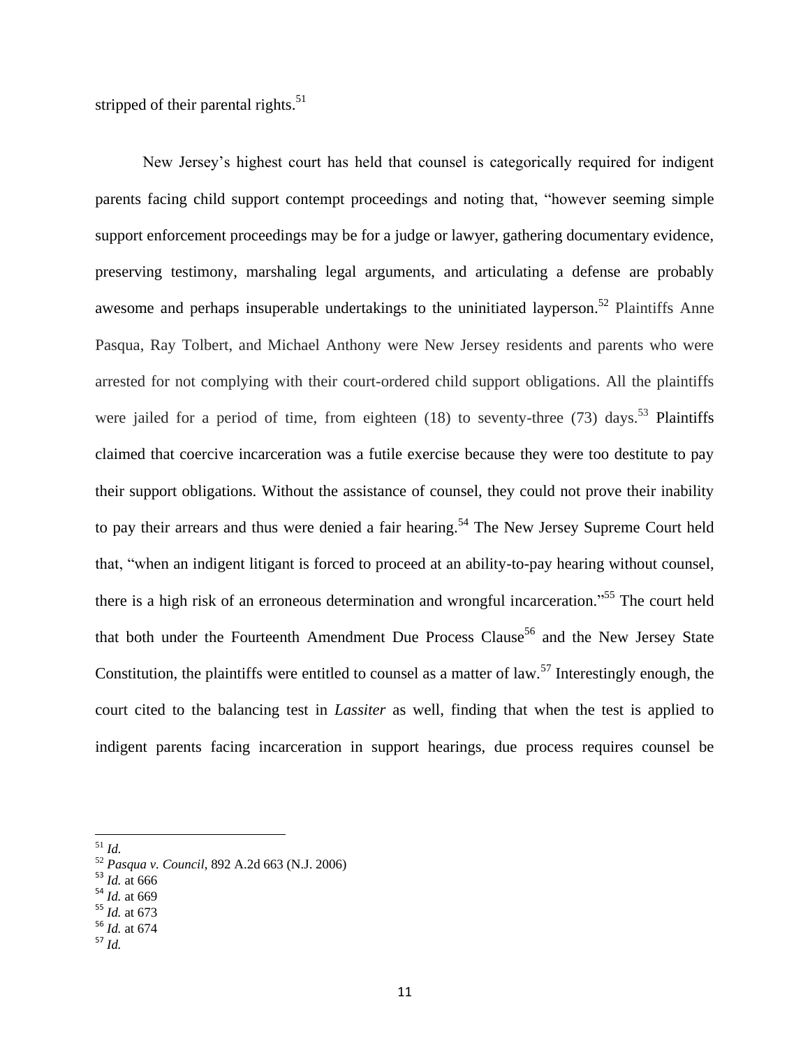stripped of their parental rights.[51]

New Jersey's highest court has held that counsel is categorically required for indigent parents facing child support contempt proceedings and noting that, "however seeming simple support enforcement proceedings may be for a judge or lawyer, gathering documentary evidence, preserving testimony, marshaling legal arguments, and articulating a defense are probably awesome and perhaps insuperable undertakings to the uninitiated layperson.[52] Plaintiffs Anne Pasqua, Ray Tolbert, and Michael Anthony were New Jersey residents and parents who were arrested for not complying with their court-ordered child support obligations. All the plaintiffs were jailed for a period of time, from eighteen (18) to seventy-three (73) days.[53] Plaintiffs claimed that coercive incarceration was a futile exercise because they were too destitute to pay their support obligations. Without the assistance of counsel, they could not prove their inability to pay their arrears and thus were denied a fair hearing.[54] The New Jersey Supreme Court held that, "when an indigent litigant is forced to proceed at an ability-to-pay hearing without counsel, there is a high risk of an erroneous determination and wrongful incarceration."[55] The court held that both under the Fourteenth Amendment Due Process Clause[56] and the New Jersey State Constitution, the plaintiffs were entitled to counsel as a matter of law.[57] Interestingly enough, the court cited to the balancing test in *Lassiter* as well, finding that when the test is applied to indigent parents facing incarceration in support hearings, due process requires counsel be

---

[51] *Id.*

[52] *Pasqua v. Council*, 892 A.2d 663 (N.J. 2006)

[53] *Id.* at 666

[54] *Id.* at 669

[55] *Id.* at 673

[56] *Id.* at 674

[57] *Id.*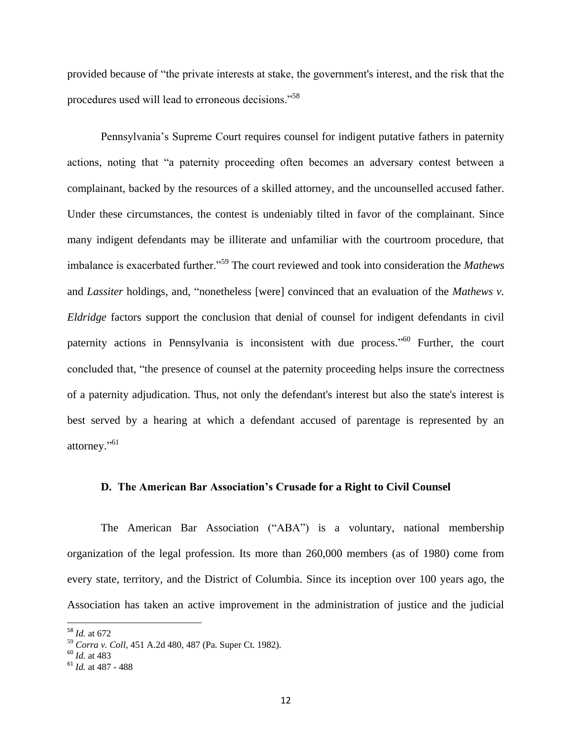provided because of “the private interests at stake, the government's interest, and the risk that the procedures used will lead to erroneous decisions.”[58]

Pennsylvania’s Supreme Court requires counsel for indigent putative fathers in paternity actions, noting that “a paternity proceeding often becomes an adversary contest between a complainant, backed by the resources of a skilled attorney, and the uncounselled accused father. Under these circumstances, the contest is undeniably tilted in favor of the complainant. Since many indigent defendants may be illiterate and unfamiliar with the courtroom procedure, that imbalance is exacerbated further.”[59] The court reviewed and took into consideration the *Mathews* and *Lassiter* holdings, and, “nonetheless [were] convinced that an evaluation of the *Mathews v. Eldridge* factors support the conclusion that denial of counsel for indigent defendants in civil paternity actions in Pennsylvania is inconsistent with due process.”[60] Further, the court concluded that, “the presence of counsel at the paternity proceeding helps insure the correctness of a paternity adjudication. Thus, not only the defendant's interest but also the state's interest is best served by a hearing at which a defendant accused of parentage is represented by an attorney.”[61]

### D. The American Bar Association’s Crusade for a Right to Civil Counsel

The American Bar Association (“ABA”) is a voluntary, national membership organization of the legal profession. Its more than 260,000 members (as of 1980) come from every state, territory, and the District of Columbia. Since its inception over 100 years ago, the Association has taken an active improvement in the administration of justice and the judicial

---

[58] *Id.* at 672

[59] *Corra v. Coll*, 451 A.2d 480, 487 (Pa. Super Ct. 1982).

[60] *Id.* at 483

[61] *Id.* at 487 - 488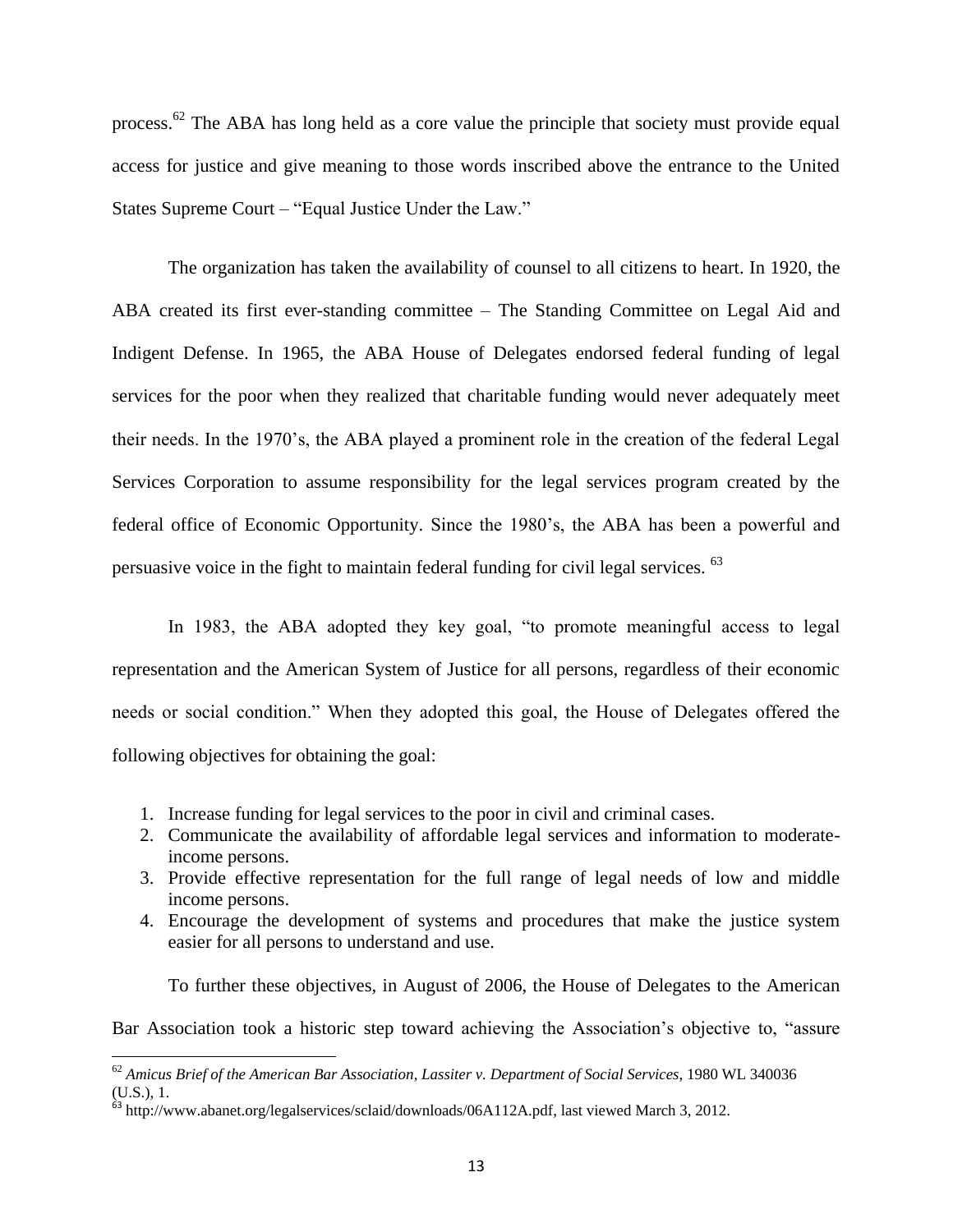process.[62] The ABA has long held as a core value the principle that society must provide equal access for justice and give meaning to those words inscribed above the entrance to the United States Supreme Court – "Equal Justice Under the Law."

The organization has taken the availability of counsel to all citizens to heart. In 1920, the ABA created its first ever-standing committee – The Standing Committee on Legal Aid and Indigent Defense. In 1965, the ABA House of Delegates endorsed federal funding of legal services for the poor when they realized that charitable funding would never adequately meet their needs. In the 1970's, the ABA played a prominent role in the creation of the federal Legal Services Corporation to assume responsibility for the legal services program created by the federal office of Economic Opportunity. Since the 1980's, the ABA has been a powerful and persuasive voice in the fight to maintain federal funding for civil legal services. [63]

In 1983, the ABA adopted they key goal, "to promote meaningful access to legal representation and the American System of Justice for all persons, regardless of their economic needs or social condition." When they adopted this goal, the House of Delegates offered the following objectives for obtaining the goal:

1. Increase funding for legal services to the poor in civil and criminal cases.
2. Communicate the availability of affordable legal services and information to moderate-income persons.
3. Provide effective representation for the full range of legal needs of low and middle income persons.
4. Encourage the development of systems and procedures that make the justice system easier for all persons to understand and use.

To further these objectives, in August of 2006, the House of Delegates to the American Bar Association took a historic step toward achieving the Association's objective to, "assure

---

[62] *Amicus Brief of the American Bar Association*, *Lassiter v. Department of Social Services*, 1980 WL 340036 (U.S.), 1.

[63] http://www.abanet.org/legalservices/sclaid/downloads/06A112A.pdf, last viewed March 3, 2012.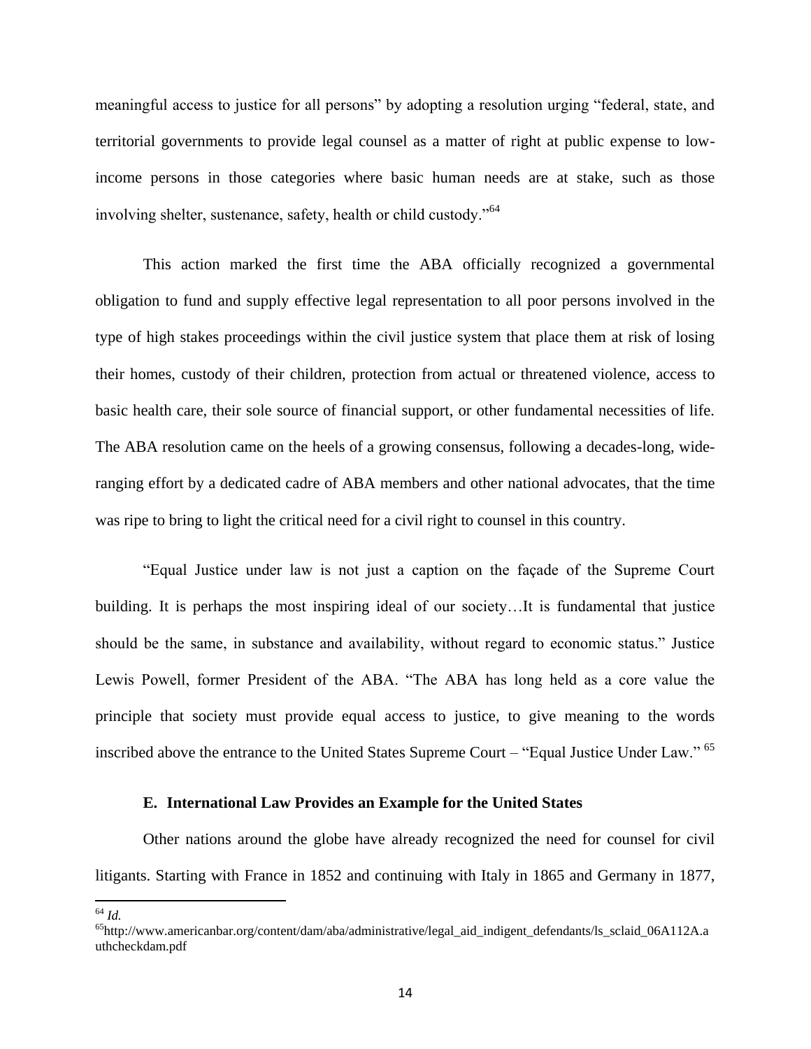meaningful access to justice for all persons" by adopting a resolution urging "federal, state, and territorial governments to provide legal counsel as a matter of right at public expense to low-income persons in those categories where basic human needs are at stake, such as those involving shelter, sustenance, safety, health or child custody."[64]

This action marked the first time the ABA officially recognized a governmental obligation to fund and supply effective legal representation to all poor persons involved in the type of high stakes proceedings within the civil justice system that place them at risk of losing their homes, custody of their children, protection from actual or threatened violence, access to basic health care, their sole source of financial support, or other fundamental necessities of life. The ABA resolution came on the heels of a growing consensus, following a decades-long, wide-ranging effort by a dedicated cadre of ABA members and other national advocates, that the time was ripe to bring to light the critical need for a civil right to counsel in this country.

"Equal Justice under law is not just a caption on the façade of the Supreme Court building. It is perhaps the most inspiring ideal of our society…It is fundamental that justice should be the same, in substance and availability, without regard to economic status." Justice Lewis Powell, former President of the ABA. "The ABA has long held as a core value the principle that society must provide equal access to justice, to give meaning to the words inscribed above the entrance to the United States Supreme Court – "Equal Justice Under Law." [65]

### E. International Law Provides an Example for the United States

Other nations around the globe have already recognized the need for counsel for civil litigants. Starting with France in 1852 and continuing with Italy in 1865 and Germany in 1877,

---

[64] *Id.*

[65] http://www.americanbar.org/content/dam/aba/administrative/legal_aid_indigent_defendants/ls_sclaid_06A112A.authcheckdam.pdf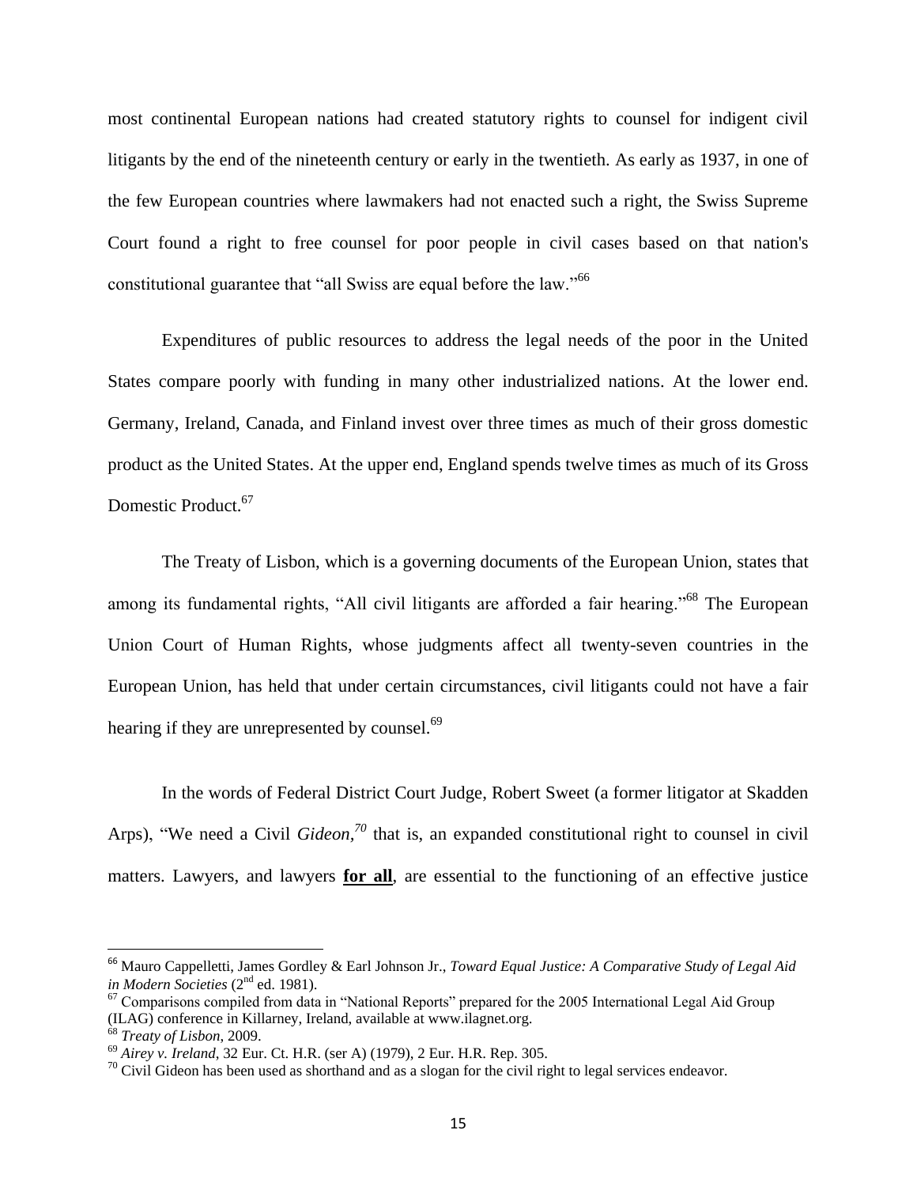most continental European nations had created statutory rights to counsel for indigent civil litigants by the end of the nineteenth century or early in the twentieth. As early as 1937, in one of the few European countries where lawmakers had not enacted such a right, the Swiss Supreme Court found a right to free counsel for poor people in civil cases based on that nation's constitutional guarantee that "all Swiss are equal before the law."[66]

Expenditures of public resources to address the legal needs of the poor in the United States compare poorly with funding in many other industrialized nations. At the lower end. Germany, Ireland, Canada, and Finland invest over three times as much of their gross domestic product as the United States. At the upper end, England spends twelve times as much of its Gross Domestic Product.[67]

The Treaty of Lisbon, which is a governing documents of the European Union, states that among its fundamental rights, "All civil litigants are afforded a fair hearing."[68] The European Union Court of Human Rights, whose judgments affect all twenty-seven countries in the European Union, has held that under certain circumstances, civil litigants could not have a fair hearing if they are unrepresented by counsel.[69]

In the words of Federal District Court Judge, Robert Sweet (a former litigator at Skadden Arps), "We need a Civil *Gideon,*[70] that is, an expanded constitutional right to counsel in civil matters. Lawyers, and lawyers **for all**, are essential to the functioning of an effective justice

---

[66] Mauro Cappelletti, James Gordley & Earl Johnson Jr., *Toward Equal Justice: A Comparative Study of Legal Aid in Modern Societies* (2nd ed. 1981).

[67] Comparisons compiled from data in "National Reports" prepared for the 2005 International Legal Aid Group (ILAG) conference in Killarney, Ireland, available at www.ilagnet.org.

[68] *Treaty of Lisbon*, 2009.

[69] *Airey v. Ireland*, 32 Eur. Ct. H.R. (ser A) (1979), 2 Eur. H.R. Rep. 305.

[70] Civil Gideon has been used as shorthand and as a slogan for the civil right to legal services endeavor.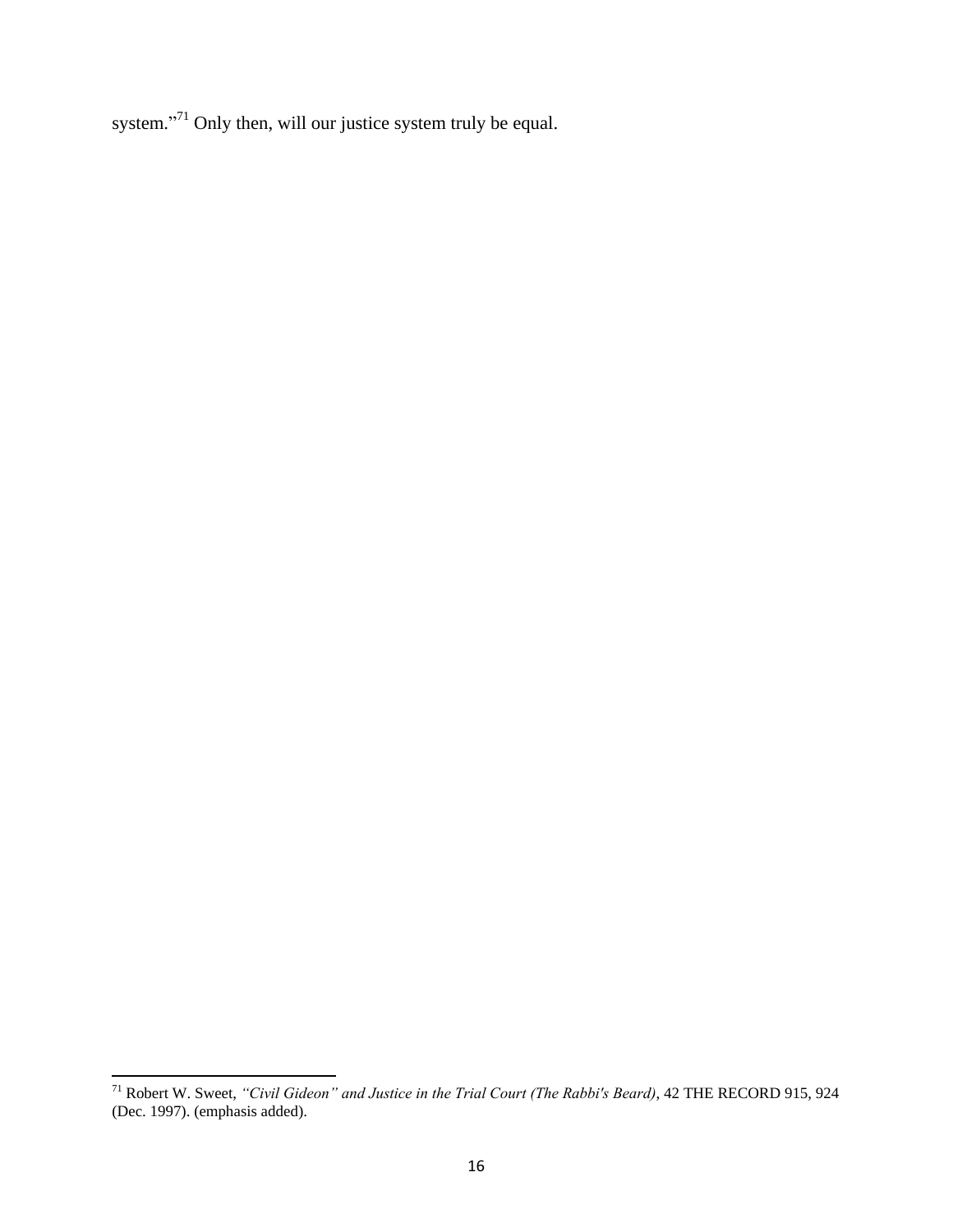system."[71] Only then, will our justice system truly be equal.

[71] Robert W. Sweet, *"Civil Gideon" and Justice in the Trial Court (The Rabbi's Beard)*, 42 THE RECORD 915, 924 (Dec. 1997). (emphasis added).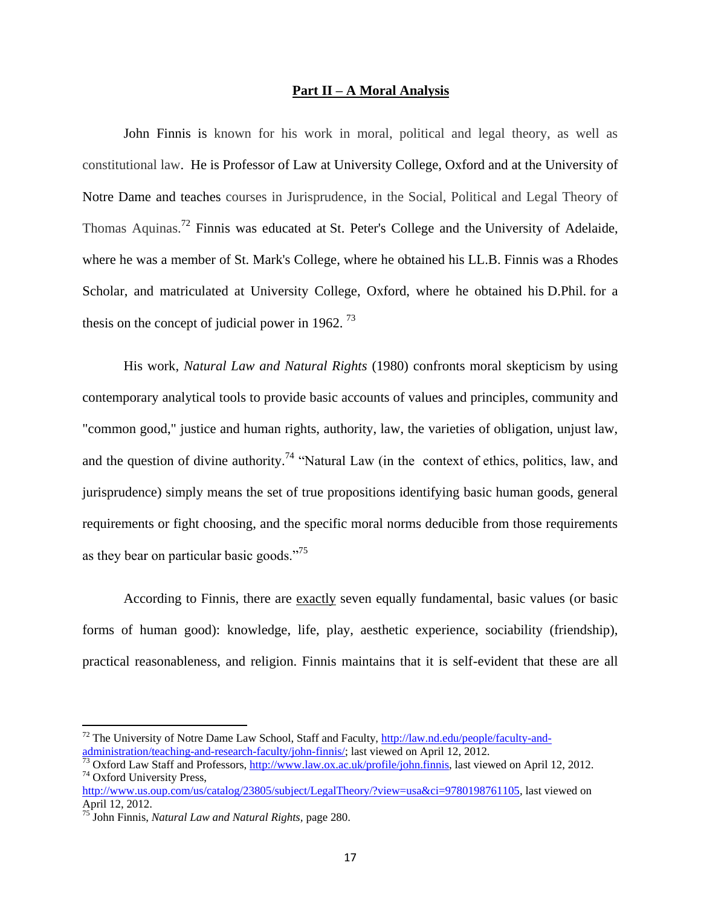## **Part II – A Moral Analysis**

John Finnis is known for his work in moral, political and legal theory, as well as constitutional law. He is Professor of Law at University College, Oxford and at the University of Notre Dame and teaches courses in Jurisprudence, in the Social, Political and Legal Theory of Thomas Aquinas.[72] Finnis was educated at St. Peter's College and the University of Adelaide, where he was a member of St. Mark's College, where he obtained his LL.B. Finnis was a Rhodes Scholar, and matriculated at University College, Oxford, where he obtained his D.Phil. for a thesis on the concept of judicial power in 1962. [73]

His work, *Natural Law and Natural Rights* (1980) confronts moral skepticism by using contemporary analytical tools to provide basic accounts of values and principles, community and "common good," justice and human rights, authority, law, the varieties of obligation, unjust law, and the question of divine authority.[74] "Natural Law (in the context of ethics, politics, law, and jurisprudence) simply means the set of true propositions identifying basic human goods, general requirements or fight choosing, and the specific moral norms deducible from those requirements as they bear on particular basic goods."[75]

According to Finnis, there are <u>exactly</u> seven equally fundamental, basic values (or basic forms of human good): knowledge, life, play, aesthetic experience, sociability (friendship), practical reasonableness, and religion. Finnis maintains that it is self-evident that these are all

---

[72] The University of Notre Dame Law School, Staff and Faculty, http://law.nd.edu/people/faculty-and-administration/teaching-and-research-faculty/john-finnis/; last viewed on April 12, 2012.
[73] Oxford Law Staff and Professors, http://www.law.ox.ac.uk/profile/john.finnis, last viewed on April 12, 2012.
[74] Oxford University Press, http://www.us.oup.com/us/catalog/23805/subject/LegalTheory/?view=usa&ci=9780198761105, last viewed on April 12, 2012.
[75] John Finnis, *Natural Law and Natural Rights,* page 280.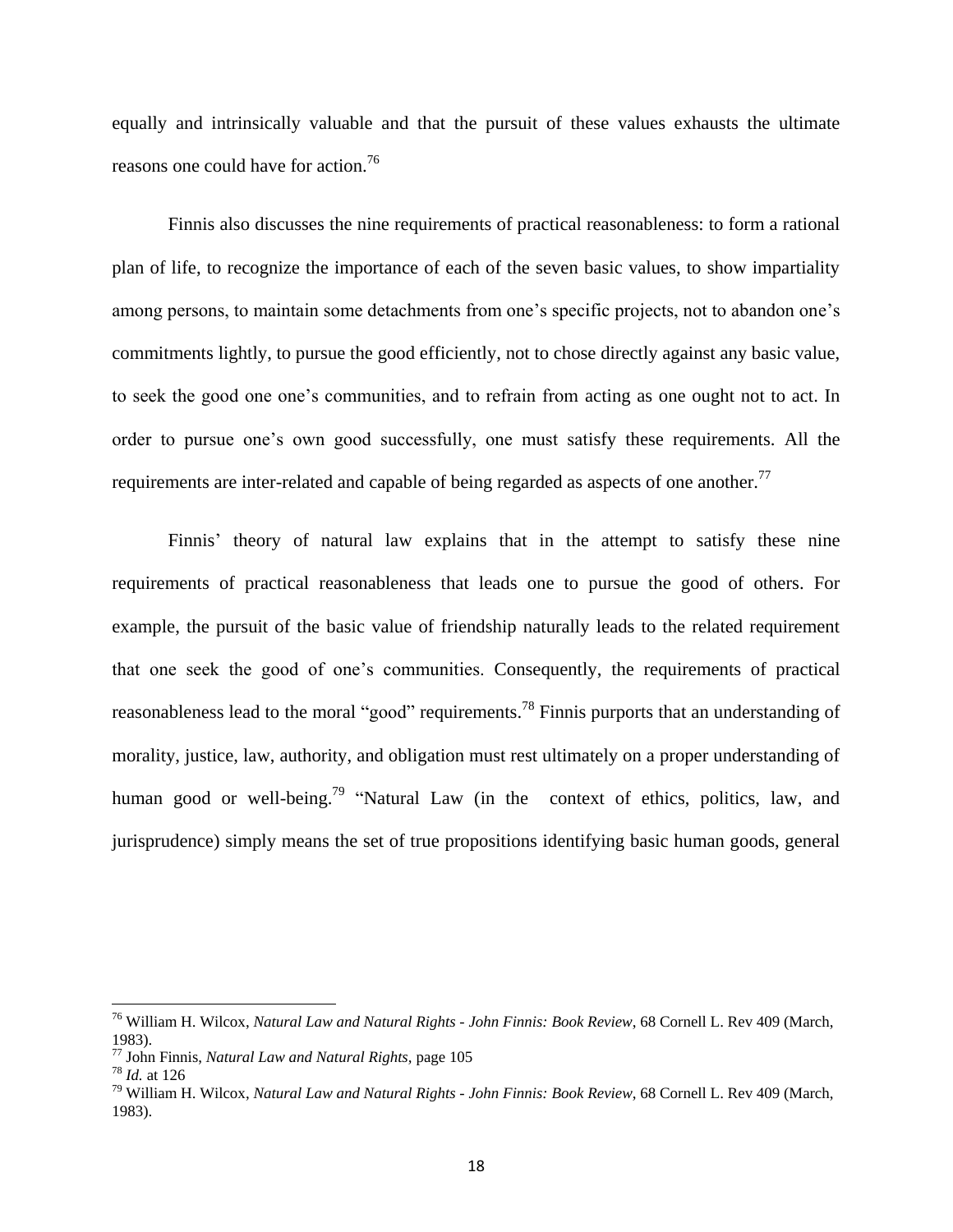equally and intrinsically valuable and that the pursuit of these values exhausts the ultimate reasons one could have for action.[76]

Finnis also discusses the nine requirements of practical reasonableness: to form a rational plan of life, to recognize the importance of each of the seven basic values, to show impartiality among persons, to maintain some detachments from one's specific projects, not to abandon one's commitments lightly, to pursue the good efficiently, not to chose directly against any basic value, to seek the good one one's communities, and to refrain from acting as one ought not to act. In order to pursue one's own good successfully, one must satisfy these requirements. All the requirements are inter-related and capable of being regarded as aspects of one another.[77]

Finnis' theory of natural law explains that in the attempt to satisfy these nine requirements of practical reasonableness that leads one to pursue the good of others. For example, the pursuit of the basic value of friendship naturally leads to the related requirement that one seek the good of one's communities. Consequently, the requirements of practical reasonableness lead to the moral "good" requirements.[78] Finnis purports that an understanding of morality, justice, law, authority, and obligation must rest ultimately on a proper understanding of human good or well-being.[79] "Natural Law (in the context of ethics, politics, law, and jurisprudence) simply means the set of true propositions identifying basic human goods, general

---

[76] William H. Wilcox, *Natural Law and Natural Rights - John Finnis: Book Review*, 68 Cornell L. Rev 409 (March, 1983).

[77] John Finnis, *Natural Law and Natural Rights*, page 105

[78] *Id.* at 126

[79] William H. Wilcox, *Natural Law and Natural Rights - John Finnis: Book Review*, 68 Cornell L. Rev 409 (March, 1983).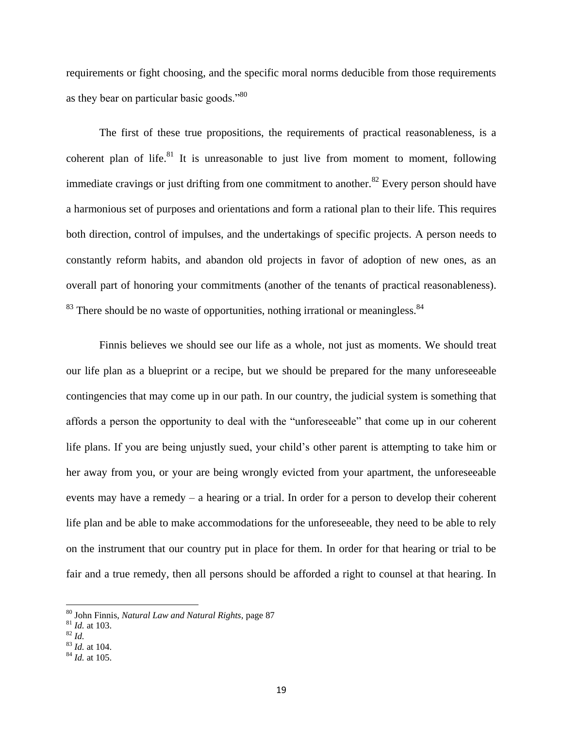requirements or fight choosing, and the specific moral norms deducible from those requirements as they bear on particular basic goods."[80]

The first of these true propositions, the requirements of practical reasonableness, is a coherent plan of life.[81] It is unreasonable to just live from moment to moment, following immediate cravings or just drifting from one commitment to another.[82] Every person should have a harmonious set of purposes and orientations and form a rational plan to their life. This requires both direction, control of impulses, and the undertakings of specific projects. A person needs to constantly reform habits, and abandon old projects in favor of adoption of new ones, as an overall part of honoring your commitments (another of the tenants of practical reasonableness).[83] There should be no waste of opportunities, nothing irrational or meaningless.[84]

Finnis believes we should see our life as a whole, not just as moments. We should treat our life plan as a blueprint or a recipe, but we should be prepared for the many unforeseeable contingencies that may come up in our path. In our country, the judicial system is something that affords a person the opportunity to deal with the "unforeseeable" that come up in our coherent life plans. If you are being unjustly sued, your child's other parent is attempting to take him or her away from you, or your are being wrongly evicted from your apartment, the unforeseeable events may have a remedy – a hearing or a trial. In order for a person to develop their coherent life plan and be able to make accommodations for the unforeseeable, they need to be able to rely on the instrument that our country put in place for them. In order for that hearing or trial to be fair and a true remedy, then all persons should be afforded a right to counsel at that hearing. In

---

[80] John Finnis, *Natural Law and Natural Rights*, page 87
[81] *Id.* at 103.
[82] *Id.*
[83] *Id.* at 104.
[84] *Id.* at 105.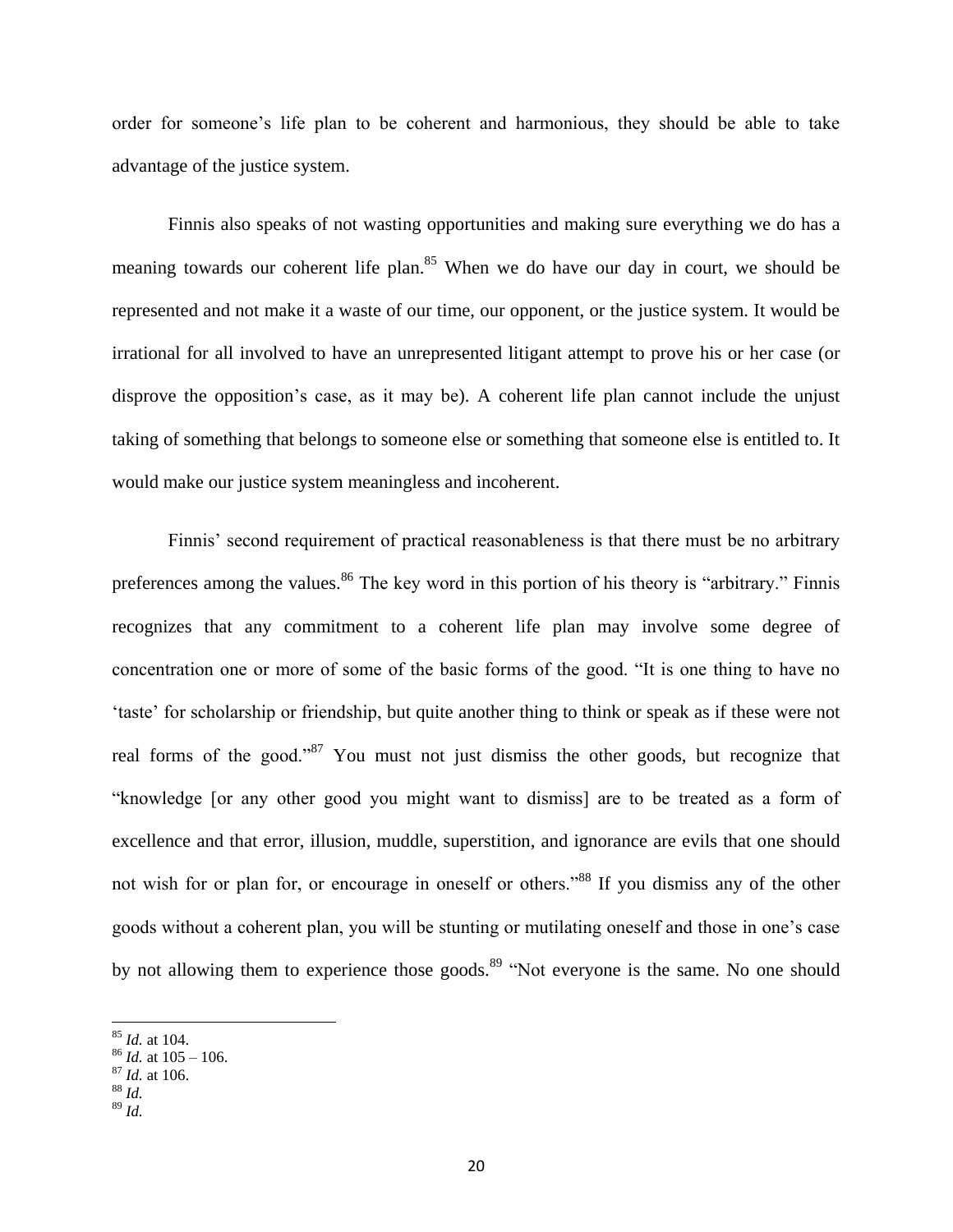order for someone's life plan to be coherent and harmonious, they should be able to take advantage of the justice system.

Finnis also speaks of not wasting opportunities and making sure everything we do has a meaning towards our coherent life plan.[85] When we do have our day in court, we should be represented and not make it a waste of our time, our opponent, or the justice system. It would be irrational for all involved to have an unrepresented litigant attempt to prove his or her case (or disprove the opposition's case, as it may be). A coherent life plan cannot include the unjust taking of something that belongs to someone else or something that someone else is entitled to. It would make our justice system meaningless and incoherent.

Finnis' second requirement of practical reasonableness is that there must be no arbitrary preferences among the values.[86] The key word in this portion of his theory is "arbitrary." Finnis recognizes that any commitment to a coherent life plan may involve some degree of concentration one or more of some of the basic forms of the good. "It is one thing to have no 'taste' for scholarship or friendship, but quite another thing to think or speak as if these were not real forms of the good."[87] You must not just dismiss the other goods, but recognize that "knowledge [or any other good you might want to dismiss] are to be treated as a form of excellence and that error, illusion, muddle, superstition, and ignorance are evils that one should not wish for or plan for, or encourage in oneself or others."[88] If you dismiss any of the other goods without a coherent plan, you will be stunting or mutilating oneself and those in one's case by not allowing them to experience those goods.[89] "Not everyone is the same. No one should

---

[85] *Id.* at 104.
[86] *Id.* at 105 – 106.
[87] *Id.* at 106.
[88] *Id.*
[89] *Id.*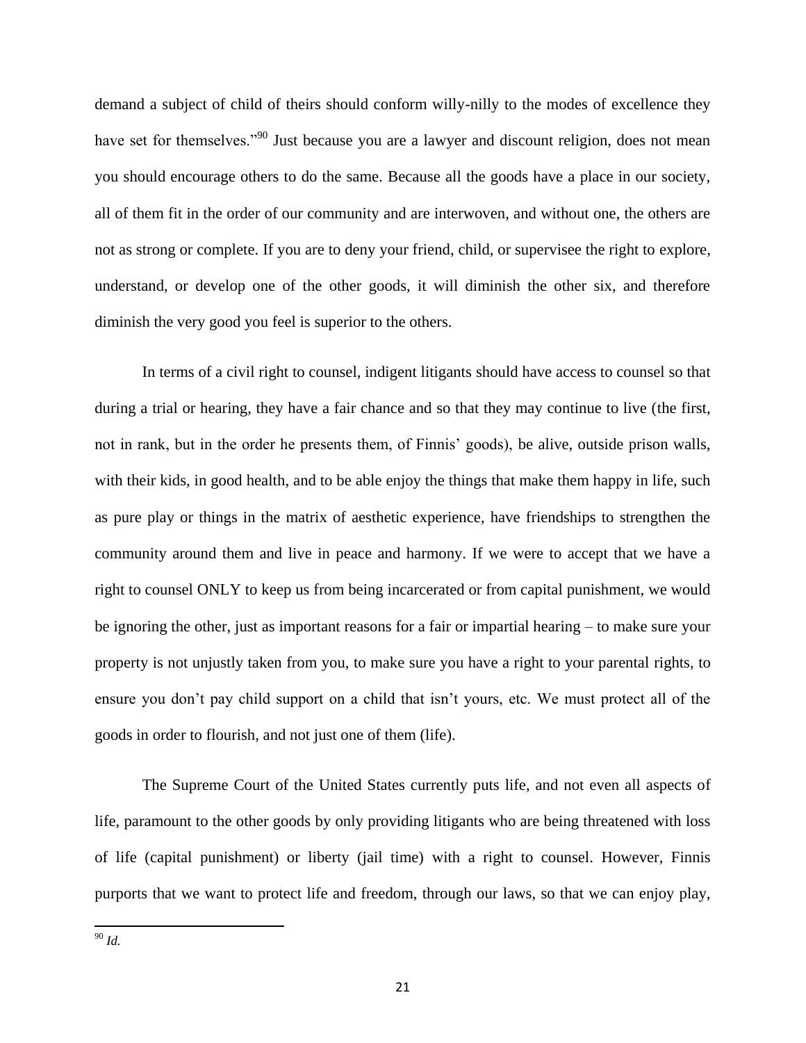demand a subject of child of theirs should conform willy-nilly to the modes of excellence they have set for themselves."[90] Just because you are a lawyer and discount religion, does not mean you should encourage others to do the same. Because all the goods have a place in our society, all of them fit in the order of our community and are interwoven, and without one, the others are not as strong or complete. If you are to deny your friend, child, or supervisee the right to explore, understand, or develop one of the other goods, it will diminish the other six, and therefore diminish the very good you feel is superior to the others.

In terms of a civil right to counsel, indigent litigants should have access to counsel so that during a trial or hearing, they have a fair chance and so that they may continue to live (the first, not in rank, but in the order he presents them, of Finnis' goods), be alive, outside prison walls, with their kids, in good health, and to be able enjoy the things that make them happy in life, such as pure play or things in the matrix of aesthetic experience, have friendships to strengthen the community around them and live in peace and harmony. If we were to accept that we have a right to counsel ONLY to keep us from being incarcerated or from capital punishment, we would be ignoring the other, just as important reasons for a fair or impartial hearing – to make sure your property is not unjustly taken from you, to make sure you have a right to your parental rights, to ensure you don't pay child support on a child that isn't yours, etc. We must protect all of the goods in order to flourish, and not just one of them (life).

The Supreme Court of the United States currently puts life, and not even all aspects of life, paramount to the other goods by only providing litigants who are being threatened with loss of life (capital punishment) or liberty (jail time) with a right to counsel. However, Finnis purports that we want to protect life and freedom, through our laws, so that we can enjoy play,

---

[90] *Id.*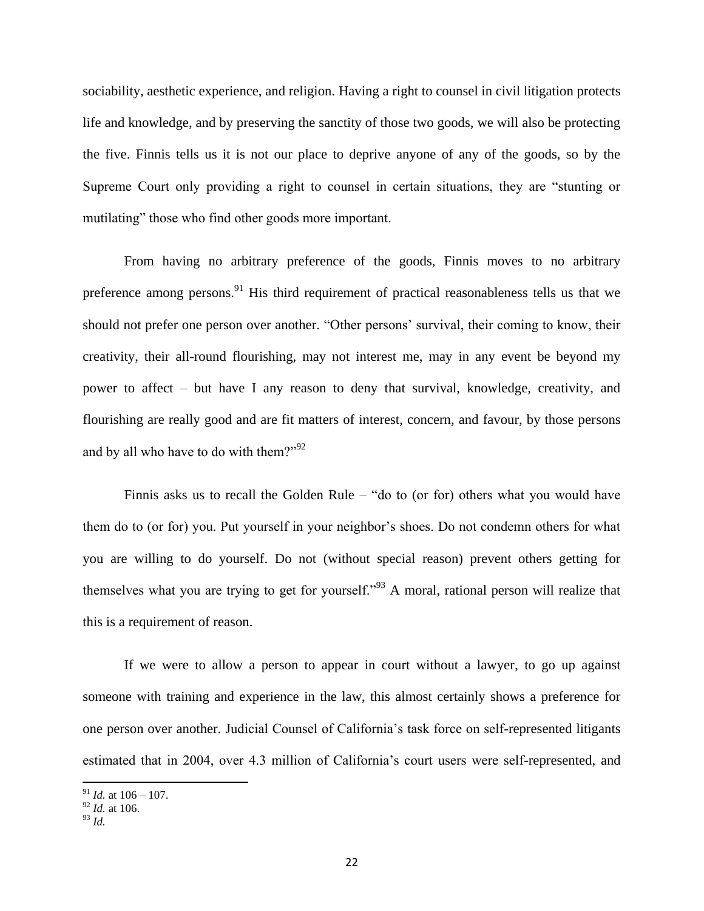sociability, aesthetic experience, and religion. Having a right to counsel in civil litigation protects life and knowledge, and by preserving the sanctity of those two goods, we will also be protecting the five. Finnis tells us it is not our place to deprive anyone of any of the goods, so by the Supreme Court only providing a right to counsel in certain situations, they are "stunting or mutilating" those who find other goods more important.

From having no arbitrary preference of the goods, Finnis moves to no arbitrary preference among persons.[91] His third requirement of practical reasonableness tells us that we should not prefer one person over another. "Other persons' survival, their coming to know, their creativity, their all-round flourishing, may not interest me, may in any event be beyond my power to affect – but have I any reason to deny that survival, knowledge, creativity, and flourishing are really good and are fit matters of interest, concern, and favour, by those persons and by all who have to do with them?"[92]

Finnis asks us to recall the Golden Rule – "do to (or for) others what you would have them do to (or for) you. Put yourself in your neighbor's shoes. Do not condemn others for what you are willing to do yourself. Do not (without special reason) prevent others getting for themselves what you are trying to get for yourself."[93] A moral, rational person will realize that this is a requirement of reason.

If we were to allow a person to appear in court without a lawyer, to go up against someone with training and experience in the law, this almost certainly shows a preference for one person over another. Judicial Counsel of California's task force on self-represented litigants estimated that in 2004, over 4.3 million of California's court users were self-represented, and

---

[91] *Id.* at 106 – 107.
[92] *Id.* at 106.
[93] *Id.*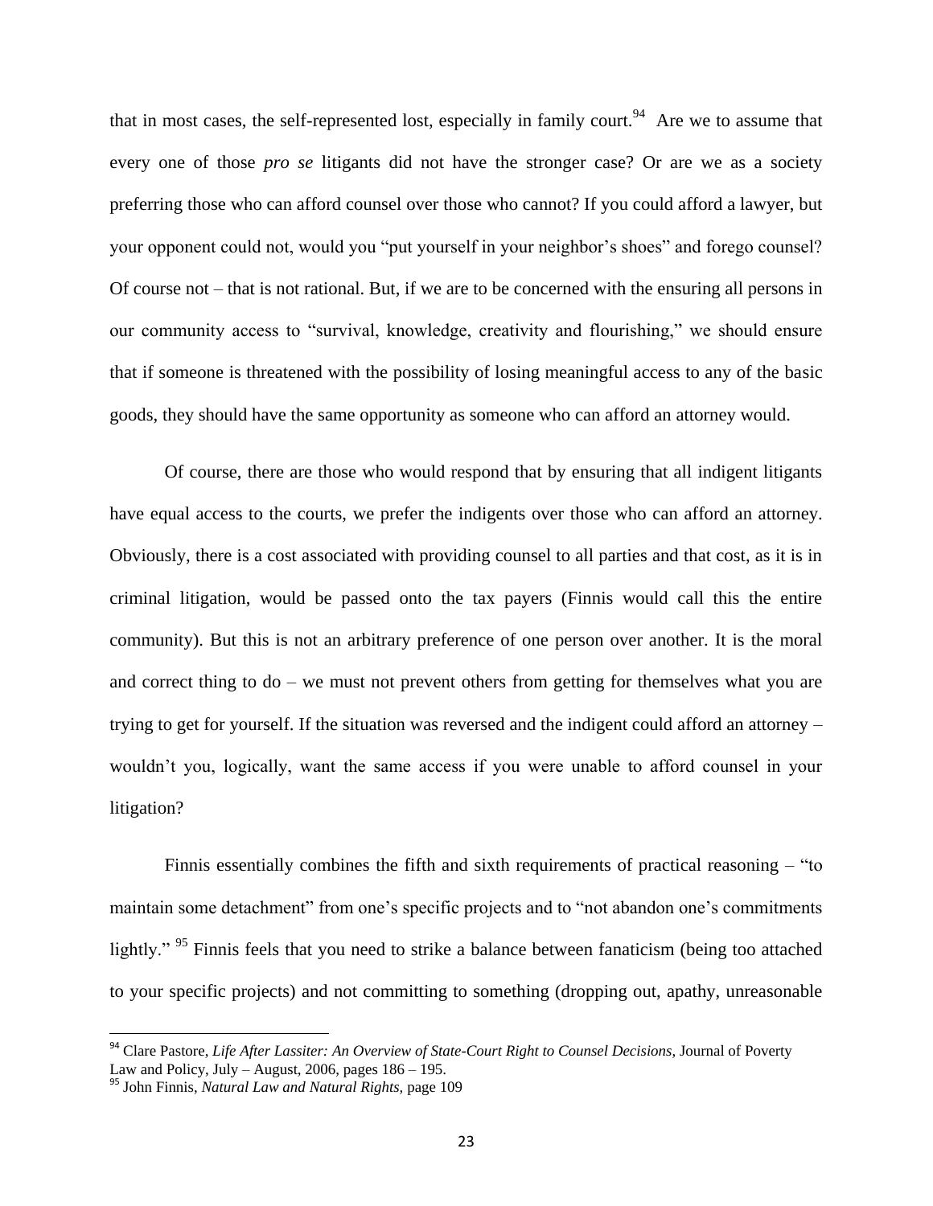that in most cases, the self-represented lost, especially in family court.[94] Are we to assume that every one of those *pro se* litigants did not have the stronger case? Or are we as a society preferring those who can afford counsel over those who cannot? If you could afford a lawyer, but your opponent could not, would you "put yourself in your neighbor's shoes" and forego counsel? Of course not – that is not rational. But, if we are to be concerned with the ensuring all persons in our community access to "survival, knowledge, creativity and flourishing," we should ensure that if someone is threatened with the possibility of losing meaningful access to any of the basic goods, they should have the same opportunity as someone who can afford an attorney would.

Of course, there are those who would respond that by ensuring that all indigent litigants have equal access to the courts, we prefer the indigents over those who can afford an attorney. Obviously, there is a cost associated with providing counsel to all parties and that cost, as it is in criminal litigation, would be passed onto the tax payers (Finnis would call this the entire community). But this is not an arbitrary preference of one person over another. It is the moral and correct thing to do – we must not prevent others from getting for themselves what you are trying to get for yourself. If the situation was reversed and the indigent could afford an attorney – wouldn't you, logically, want the same access if you were unable to afford counsel in your litigation?

Finnis essentially combines the fifth and sixth requirements of practical reasoning – "to maintain some detachment" from one's specific projects and to "not abandon one's commitments lightly." [95] Finnis feels that you need to strike a balance between fanaticism (being too attached to your specific projects) and not committing to something (dropping out, apathy, unreasonable

---

[94] Clare Pastore, *Life After Lassiter: An Overview of State-Court Right to Counsel Decisions*, Journal of Poverty Law and Policy, July – August, 2006, pages 186 – 195.

[95] John Finnis, *Natural Law and Natural Rights,* page 109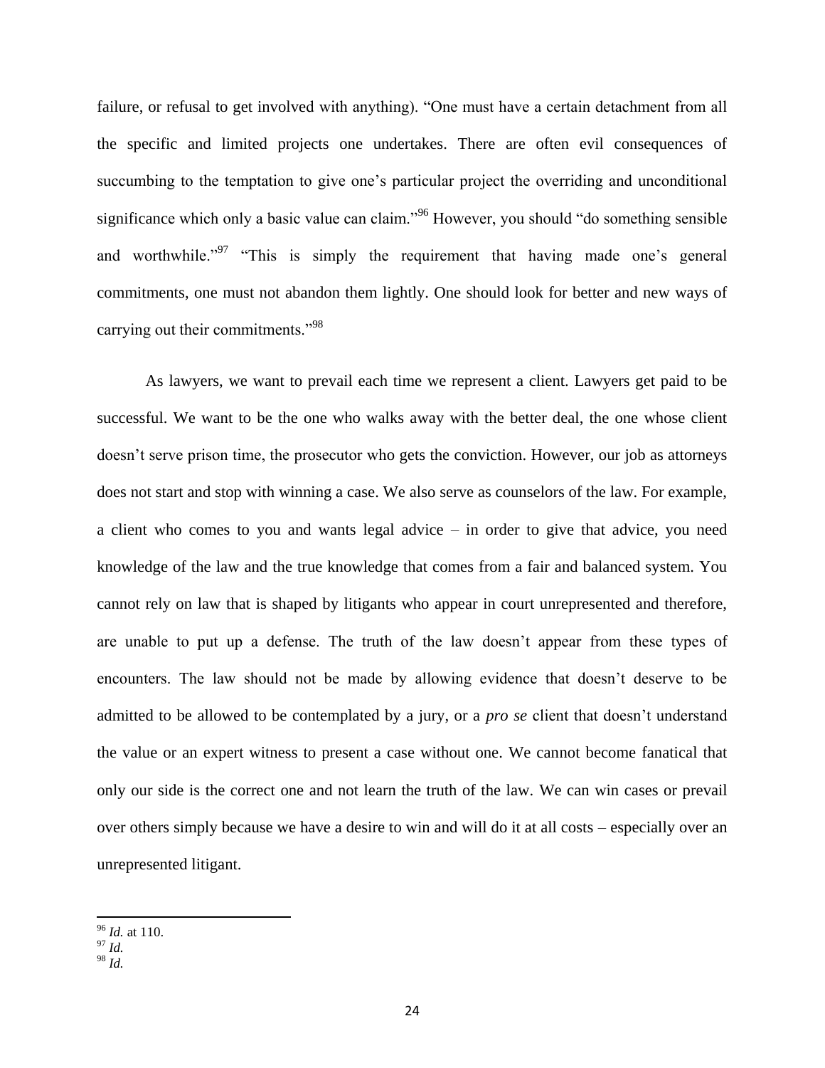failure, or refusal to get involved with anything). "One must have a certain detachment from all the specific and limited projects one undertakes. There are often evil consequences of succumbing to the temptation to give one's particular project the overriding and unconditional significance which only a basic value can claim."[96] However, you should "do something sensible and worthwhile."[97] "This is simply the requirement that having made one's general commitments, one must not abandon them lightly. One should look for better and new ways of carrying out their commitments."[98]

As lawyers, we want to prevail each time we represent a client. Lawyers get paid to be successful. We want to be the one who walks away with the better deal, the one whose client doesn't serve prison time, the prosecutor who gets the conviction. However, our job as attorneys does not start and stop with winning a case. We also serve as counselors of the law. For example, a client who comes to you and wants legal advice – in order to give that advice, you need knowledge of the law and the true knowledge that comes from a fair and balanced system. You cannot rely on law that is shaped by litigants who appear in court unrepresented and therefore, are unable to put up a defense. The truth of the law doesn't appear from these types of encounters. The law should not be made by allowing evidence that doesn't deserve to be admitted to be allowed to be contemplated by a jury, or a *pro se* client that doesn't understand the value or an expert witness to present a case without one. We cannot become fanatical that only our side is the correct one and not learn the truth of the law. We can win cases or prevail over others simply because we have a desire to win and will do it at all costs – especially over an unrepresented litigant.

---

[96] *Id.* at 110.
[97] *Id.*
[98] *Id.*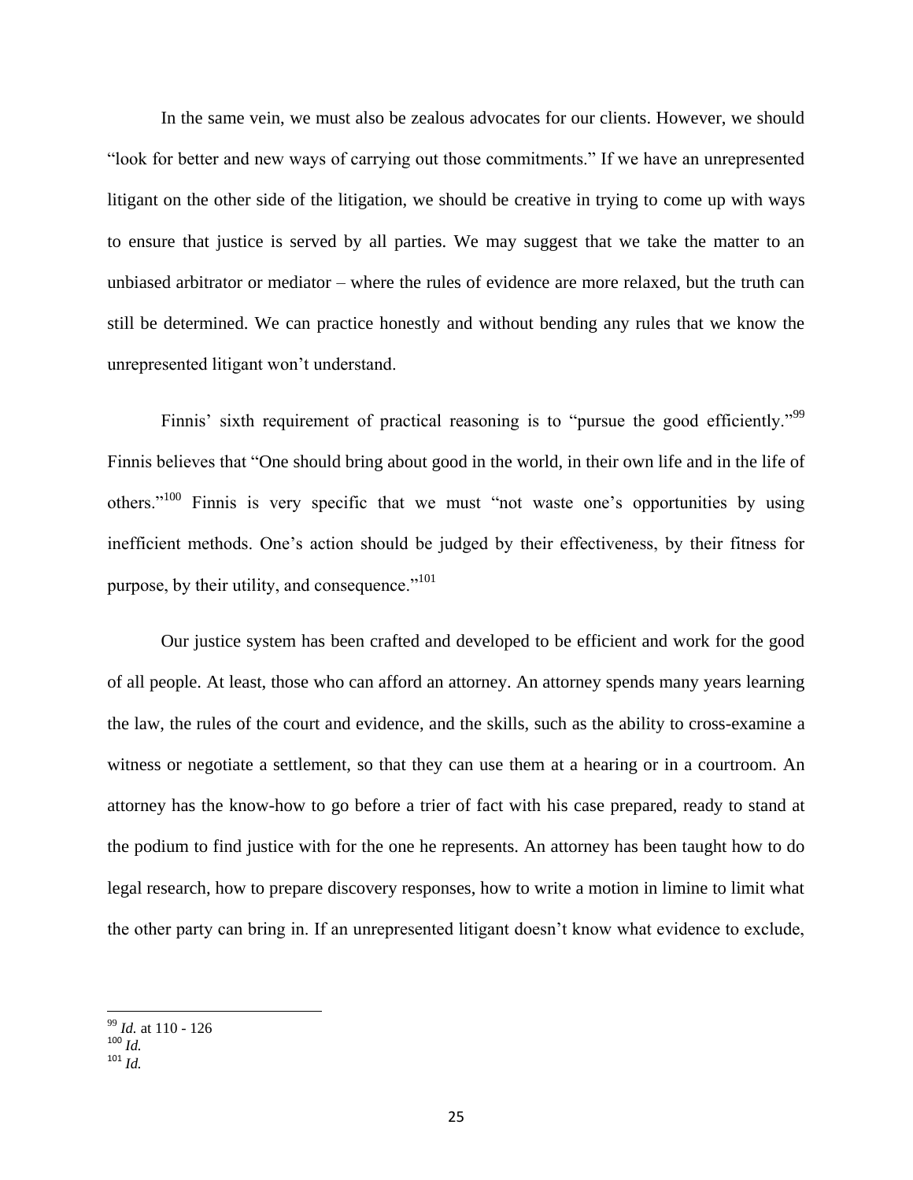In the same vein, we must also be zealous advocates for our clients. However, we should "look for better and new ways of carrying out those commitments." If we have an unrepresented litigant on the other side of the litigation, we should be creative in trying to come up with ways to ensure that justice is served by all parties. We may suggest that we take the matter to an unbiased arbitrator or mediator – where the rules of evidence are more relaxed, but the truth can still be determined. We can practice honestly and without bending any rules that we know the unrepresented litigant won't understand.

Finnis' sixth requirement of practical reasoning is to "pursue the good efficiently."[99] Finnis believes that "One should bring about good in the world, in their own life and in the life of others."[100] Finnis is very specific that we must "not waste one's opportunities by using inefficient methods. One's action should be judged by their effectiveness, by their fitness for purpose, by their utility, and consequence."[101]

Our justice system has been crafted and developed to be efficient and work for the good of all people. At least, those who can afford an attorney. An attorney spends many years learning the law, the rules of the court and evidence, and the skills, such as the ability to cross-examine a witness or negotiate a settlement, so that they can use them at a hearing or in a courtroom. An attorney has the know-how to go before a trier of fact with his case prepared, ready to stand at the podium to find justice with for the one he represents. An attorney has been taught how to do legal research, how to prepare discovery responses, how to write a motion in limine to limit what the other party can bring in. If an unrepresented litigant doesn't know what evidence to exclude,

---

[99] *Id.* at 110 - 126
[100] *Id.*
[101] *Id.*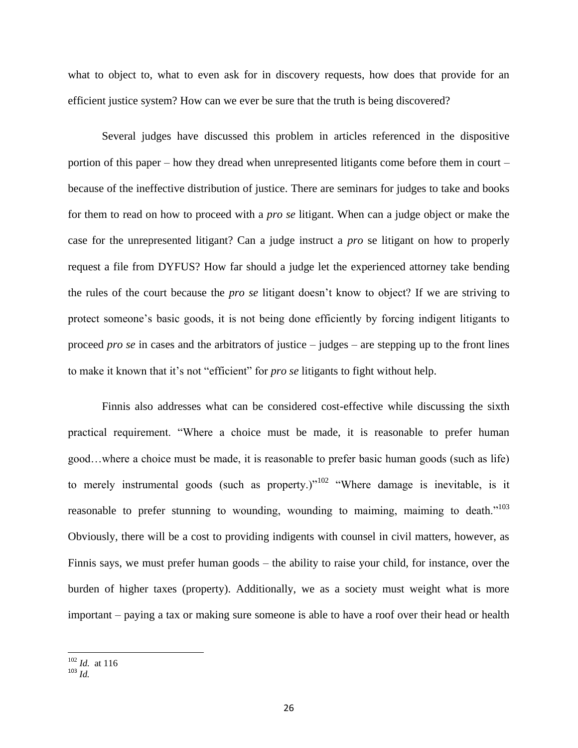what to object to, what to even ask for in discovery requests, how does that provide for an efficient justice system? How can we ever be sure that the truth is being discovered?

Several judges have discussed this problem in articles referenced in the dispositive portion of this paper – how they dread when unrepresented litigants come before them in court – because of the ineffective distribution of justice. There are seminars for judges to take and books for them to read on how to proceed with a *pro se* litigant. When can a judge object or make the case for the unrepresented litigant? Can a judge instruct a *pro* se litigant on how to properly request a file from DYFUS? How far should a judge let the experienced attorney take bending the rules of the court because the *pro se* litigant doesn't know to object? If we are striving to protect someone's basic goods, it is not being done efficiently by forcing indigent litigants to proceed *pro se* in cases and the arbitrators of justice – judges – are stepping up to the front lines to make it known that it's not "efficient" for *pro se* litigants to fight without help.

Finnis also addresses what can be considered cost-effective while discussing the sixth practical requirement. "Where a choice must be made, it is reasonable to prefer human good…where a choice must be made, it is reasonable to prefer basic human goods (such as life) to merely instrumental goods (such as property.)"[102] "Where damage is inevitable, is it reasonable to prefer stunning to wounding, wounding to maiming, maiming to death."[103] Obviously, there will be a cost to providing indigents with counsel in civil matters, however, as Finnis says, we must prefer human goods – the ability to raise your child, for instance, over the burden of higher taxes (property). Additionally, we as a society must weight what is more important – paying a tax or making sure someone is able to have a roof over their head or health

---

[102] *Id.* at 116

[103] *Id.*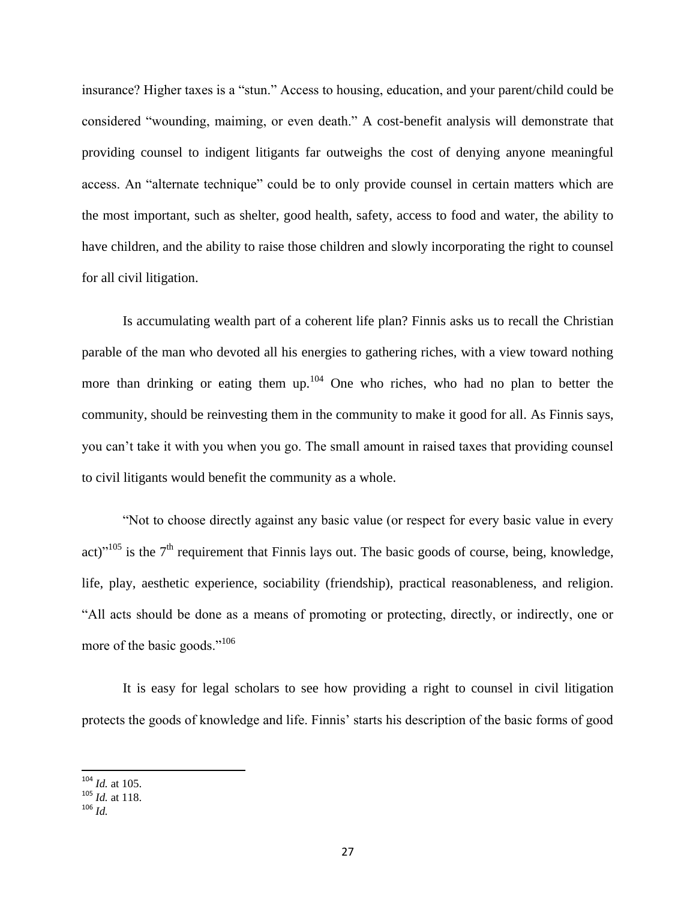insurance? Higher taxes is a “stun.” Access to housing, education, and your parent/child could be considered “wounding, maiming, or even death.” A cost-benefit analysis will demonstrate that providing counsel to indigent litigants far outweighs the cost of denying anyone meaningful access. An “alternate technique” could be to only provide counsel in certain matters which are the most important, such as shelter, good health, safety, access to food and water, the ability to have children, and the ability to raise those children and slowly incorporating the right to counsel for all civil litigation.

Is accumulating wealth part of a coherent life plan? Finnis asks us to recall the Christian parable of the man who devoted all his energies to gathering riches, with a view toward nothing more than drinking or eating them up.[104] One who riches, who had no plan to better the community, should be reinvesting them in the community to make it good for all. As Finnis says, you can’t take it with you when you go. The small amount in raised taxes that providing counsel to civil litigants would benefit the community as a whole.

“Not to choose directly against any basic value (or respect for every basic value in every act)”[105] is the 7th requirement that Finnis lays out. The basic goods of course, being, knowledge, life, play, aesthetic experience, sociability (friendship), practical reasonableness, and religion. “All acts should be done as a means of promoting or protecting, directly, or indirectly, one or more of the basic goods.”[106]

It is easy for legal scholars to see how providing a right to counsel in civil litigation protects the goods of knowledge and life. Finnis’ starts his description of the basic forms of good

---

[104] *Id.* at 105.
[105] *Id.* at 118.
[106] *Id.*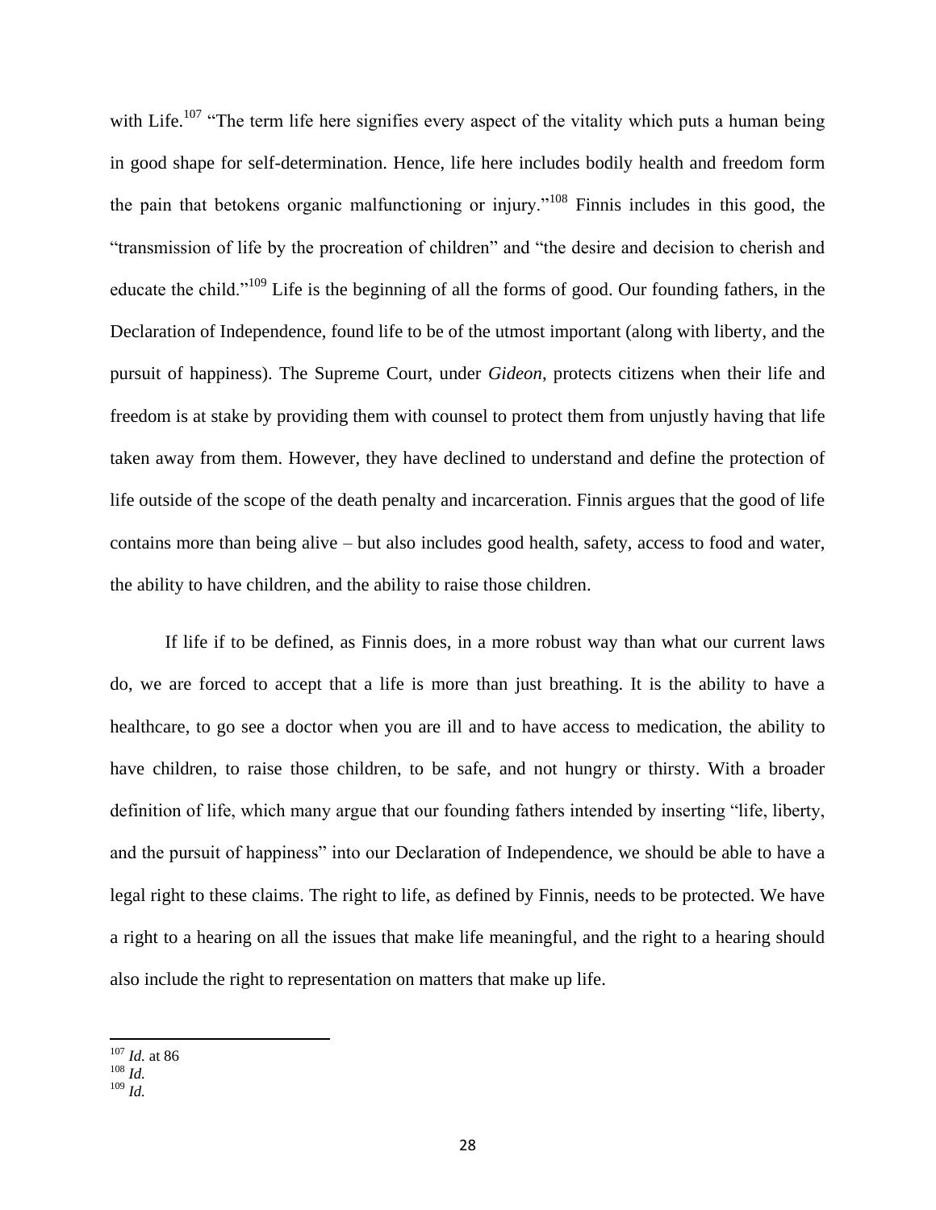with Life.[107] "The term life here signifies every aspect of the vitality which puts a human being in good shape for self-determination. Hence, life here includes bodily health and freedom form the pain that betokens organic malfunctioning or injury."[108] Finnis includes in this good, the "transmission of life by the procreation of children" and "the desire and decision to cherish and educate the child."[109] Life is the beginning of all the forms of good. Our founding fathers, in the Declaration of Independence, found life to be of the utmost important (along with liberty, and the pursuit of happiness). The Supreme Court, under *Gideon*, protects citizens when their life and freedom is at stake by providing them with counsel to protect them from unjustly having that life taken away from them. However, they have declined to understand and define the protection of life outside of the scope of the death penalty and incarceration. Finnis argues that the good of life contains more than being alive – but also includes good health, safety, access to food and water, the ability to have children, and the ability to raise those children.

If life if to be defined, as Finnis does, in a more robust way than what our current laws do, we are forced to accept that a life is more than just breathing. It is the ability to have a healthcare, to go see a doctor when you are ill and to have access to medication, the ability to have children, to raise those children, to be safe, and not hungry or thirsty. With a broader definition of life, which many argue that our founding fathers intended by inserting "life, liberty, and the pursuit of happiness" into our Declaration of Independence, we should be able to have a legal right to these claims. The right to life, as defined by Finnis, needs to be protected. We have a right to a hearing on all the issues that make life meaningful, and the right to a hearing should also include the right to representation on matters that make up life.

---

[107] *Id.* at 86

[108] *Id.*

[109] *Id.*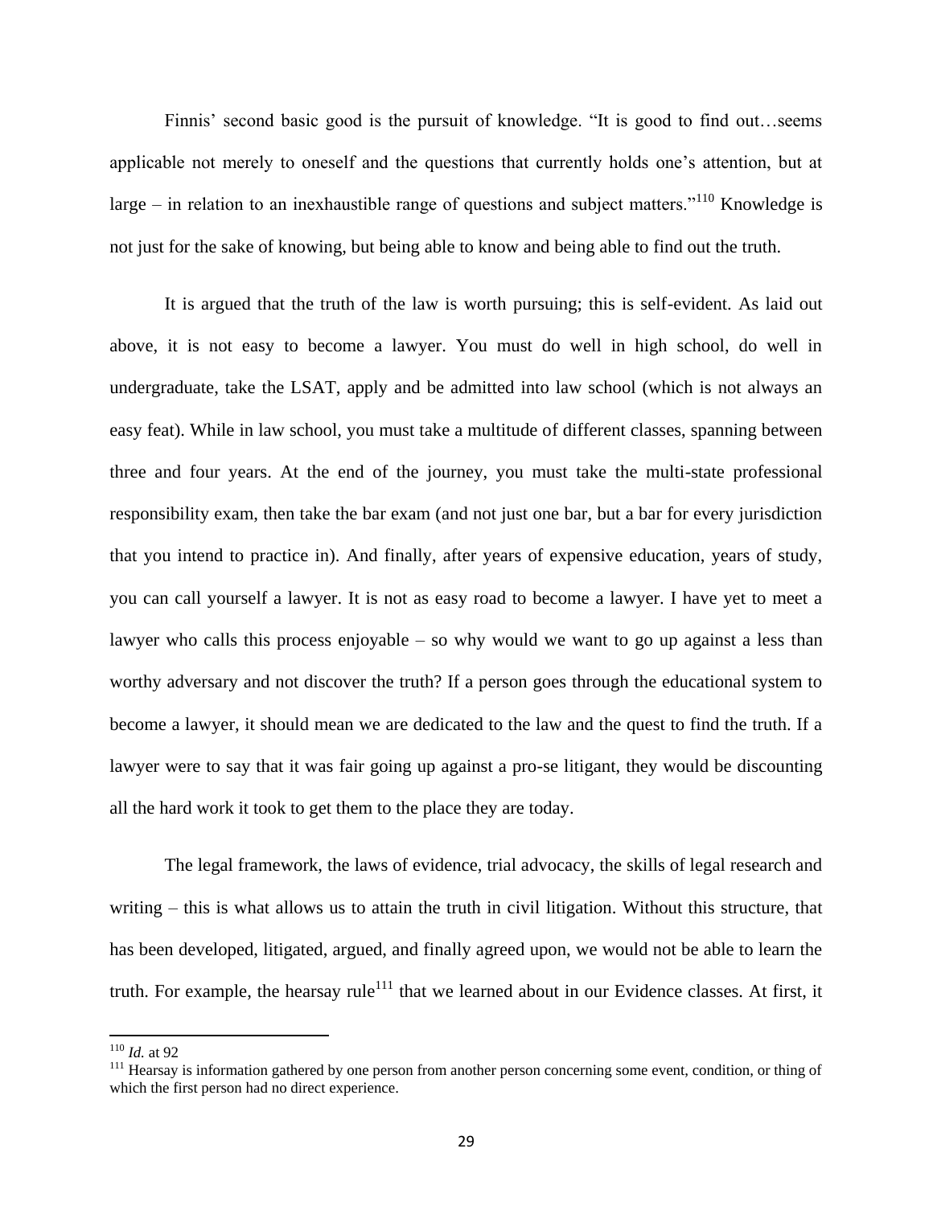Finnis' second basic good is the pursuit of knowledge. "It is good to find out…seems applicable not merely to oneself and the questions that currently holds one's attention, but at large – in relation to an inexhaustible range of questions and subject matters."[110] Knowledge is not just for the sake of knowing, but being able to know and being able to find out the truth.

It is argued that the truth of the law is worth pursuing; this is self-evident. As laid out above, it is not easy to become a lawyer. You must do well in high school, do well in undergraduate, take the LSAT, apply and be admitted into law school (which is not always an easy feat). While in law school, you must take a multitude of different classes, spanning between three and four years. At the end of the journey, you must take the multi-state professional responsibility exam, then take the bar exam (and not just one bar, but a bar for every jurisdiction that you intend to practice in). And finally, after years of expensive education, years of study, you can call yourself a lawyer. It is not as easy road to become a lawyer. I have yet to meet a lawyer who calls this process enjoyable – so why would we want to go up against a less than worthy adversary and not discover the truth? If a person goes through the educational system to become a lawyer, it should mean we are dedicated to the law and the quest to find the truth. If a lawyer were to say that it was fair going up against a pro-se litigant, they would be discounting all the hard work it took to get them to the place they are today.

The legal framework, the laws of evidence, trial advocacy, the skills of legal research and writing – this is what allows us to attain the truth in civil litigation. Without this structure, that has been developed, litigated, argued, and finally agreed upon, we would not be able to learn the truth. For example, the hearsay rule[111] that we learned about in our Evidence classes. At first, it

---

[110] *Id.* at 92

[111] Hearsay is information gathered by one person from another person concerning some event, condition, or thing of which the first person had no direct experience.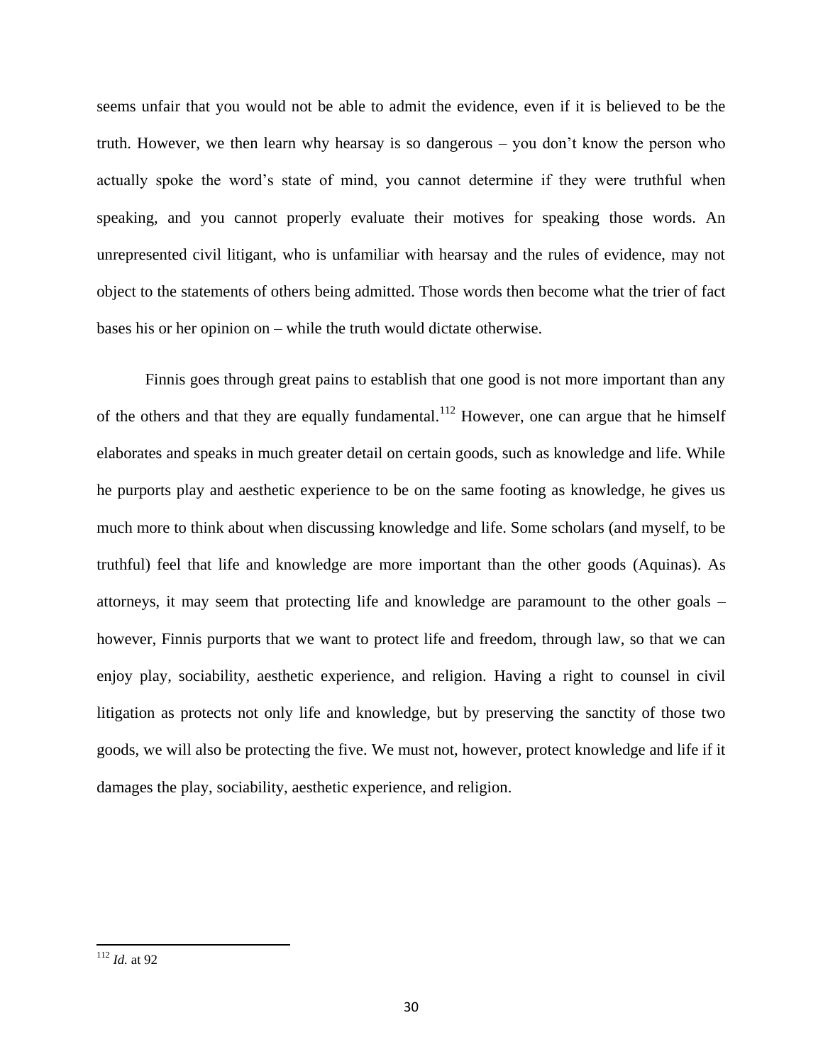seems unfair that you would not be able to admit the evidence, even if it is believed to be the truth. However, we then learn why hearsay is so dangerous – you don't know the person who actually spoke the word's state of mind, you cannot determine if they were truthful when speaking, and you cannot properly evaluate their motives for speaking those words. An unrepresented civil litigant, who is unfamiliar with hearsay and the rules of evidence, may not object to the statements of others being admitted. Those words then become what the trier of fact bases his or her opinion on – while the truth would dictate otherwise.

Finnis goes through great pains to establish that one good is not more important than any of the others and that they are equally fundamental.[112] However, one can argue that he himself elaborates and speaks in much greater detail on certain goods, such as knowledge and life. While he purports play and aesthetic experience to be on the same footing as knowledge, he gives us much more to think about when discussing knowledge and life. Some scholars (and myself, to be truthful) feel that life and knowledge are more important than the other goods (Aquinas). As attorneys, it may seem that protecting life and knowledge are paramount to the other goals – however, Finnis purports that we want to protect life and freedom, through law, so that we can enjoy play, sociability, aesthetic experience, and religion. Having a right to counsel in civil litigation as protects not only life and knowledge, but by preserving the sanctity of those two goods, we will also be protecting the five. We must not, however, protect knowledge and life if it damages the play, sociability, aesthetic experience, and religion.

---

[112] *Id.* at 92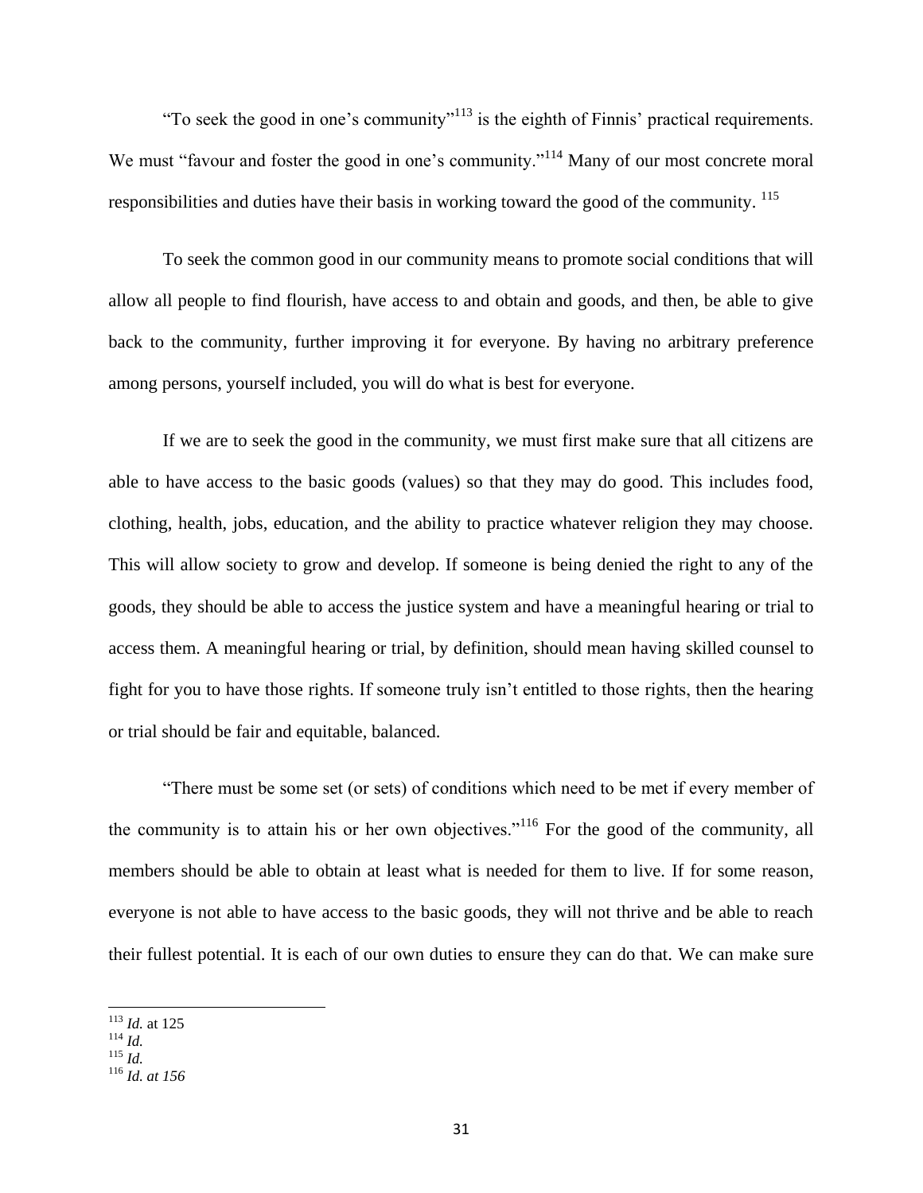"To seek the good in one's community"[113] is the eighth of Finnis' practical requirements. We must "favour and foster the good in one's community."[114] Many of our most concrete moral responsibilities and duties have their basis in working toward the good of the community. [115]

To seek the common good in our community means to promote social conditions that will allow all people to find flourish, have access to and obtain and goods, and then, be able to give back to the community, further improving it for everyone. By having no arbitrary preference among persons, yourself included, you will do what is best for everyone.

If we are to seek the good in the community, we must first make sure that all citizens are able to have access to the basic goods (values) so that they may do good. This includes food, clothing, health, jobs, education, and the ability to practice whatever religion they may choose. This will allow society to grow and develop. If someone is being denied the right to any of the goods, they should be able to access the justice system and have a meaningful hearing or trial to access them. A meaningful hearing or trial, by definition, should mean having skilled counsel to fight for you to have those rights. If someone truly isn't entitled to those rights, then the hearing or trial should be fair and equitable, balanced.

"There must be some set (or sets) of conditions which need to be met if every member of the community is to attain his or her own objectives."[116] For the good of the community, all members should be able to obtain at least what is needed for them to live. If for some reason, everyone is not able to have access to the basic goods, they will not thrive and be able to reach their fullest potential. It is each of our own duties to ensure they can do that. We can make sure

---

[113] *Id.* at 125
[114] *Id.*
[115] *Id.*
[116] *Id. at 156*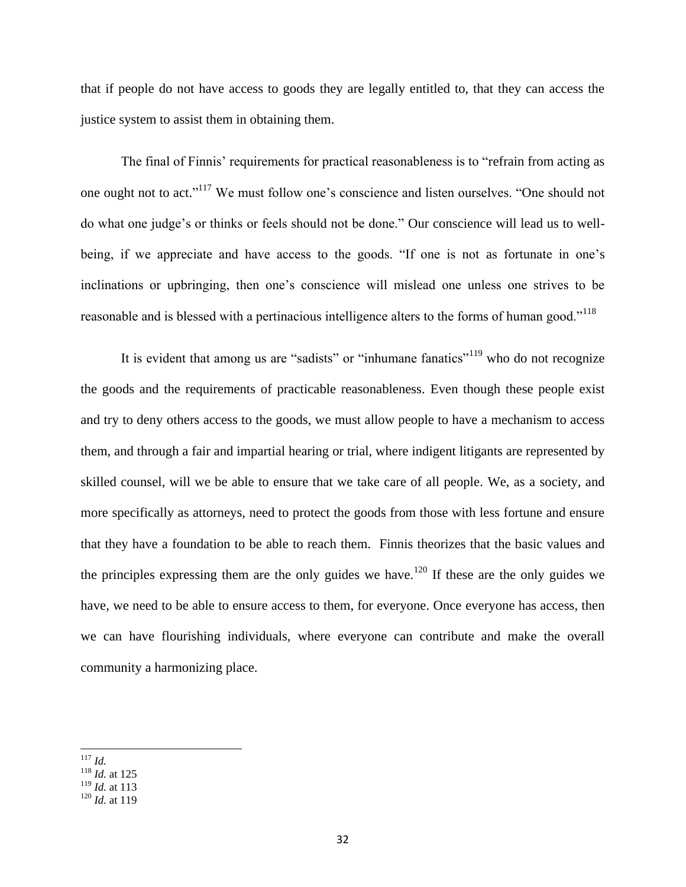that if people do not have access to goods they are legally entitled to, that they can access the justice system to assist them in obtaining them.

The final of Finnis' requirements for practical reasonableness is to "refrain from acting as one ought not to act."[117] We must follow one's conscience and listen ourselves. "One should not do what one judge's or thinks or feels should not be done." Our conscience will lead us to well-being, if we appreciate and have access to the goods. "If one is not as fortunate in one's inclinations or upbringing, then one's conscience will mislead one unless one strives to be reasonable and is blessed with a pertinacious intelligence alters to the forms of human good."[118]

It is evident that among us are "sadists" or "inhumane fanatics"[119] who do not recognize the goods and the requirements of practicable reasonableness. Even though these people exist and try to deny others access to the goods, we must allow people to have a mechanism to access them, and through a fair and impartial hearing or trial, where indigent litigants are represented by skilled counsel, will we be able to ensure that we take care of all people. We, as a society, and more specifically as attorneys, need to protect the goods from those with less fortune and ensure that they have a foundation to be able to reach them. Finnis theorizes that the basic values and the principles expressing them are the only guides we have.[120] If these are the only guides we have, we need to be able to ensure access to them, for everyone. Once everyone has access, then we can have flourishing individuals, where everyone can contribute and make the overall community a harmonizing place.

---

[117] *Id.*
[118] *Id.* at 125
[119] *Id.* at 113
[120] *Id.* at 119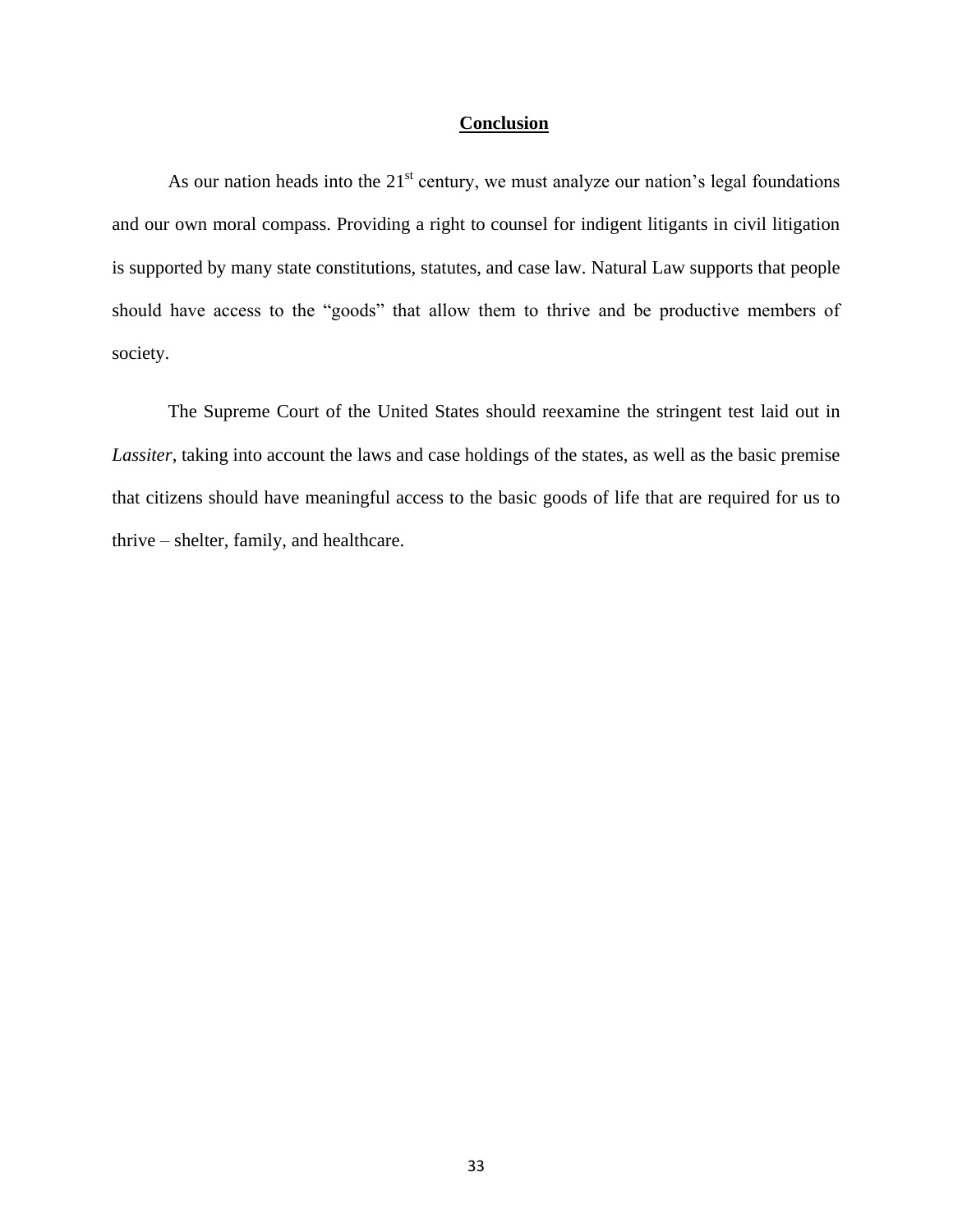## Conclusion

As our nation heads into the 21st century, we must analyze our nation's legal foundations and our own moral compass. Providing a right to counsel for indigent litigants in civil litigation is supported by many state constitutions, statutes, and case law. Natural Law supports that people should have access to the "goods" that allow them to thrive and be productive members of society.

The Supreme Court of the United States should reexamine the stringent test laid out in *Lassiter*, taking into account the laws and case holdings of the states, as well as the basic premise that citizens should have meaningful access to the basic goods of life that are required for us to thrive – shelter, family, and healthcare.